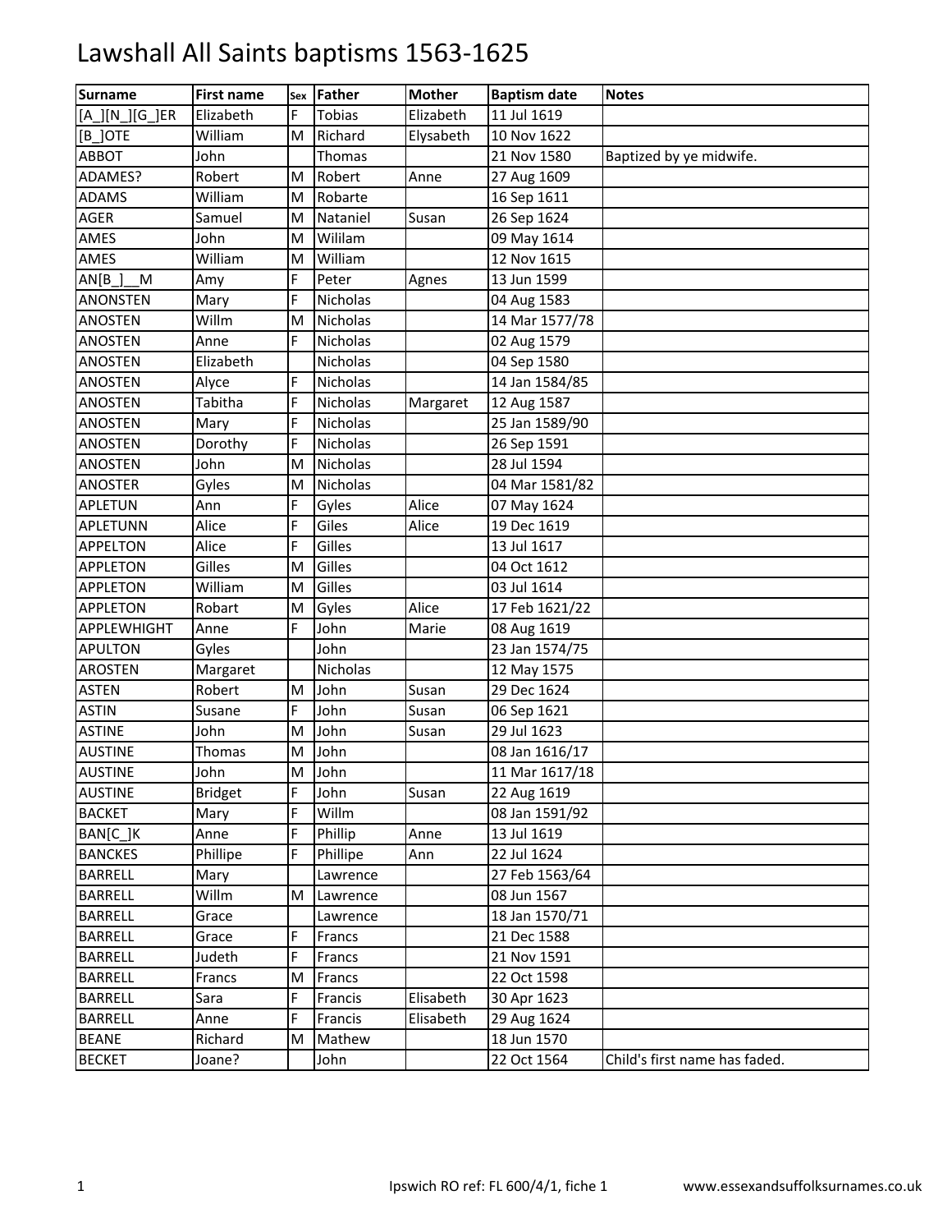# Lawshall All Saints baptisms 1563-1625

| Surname | First name | Sex | Father | Mother | Baptism date | Notes |
|---|---|---|---|---|---|---|
| [A_][N_][G_]ER | Elizabeth | F | Tobias | Elizabeth | 11 Jul 1619 | |
| [B_]OTE | William | M | Richard | Elysabeth | 10 Nov 1622 | |
| ABBOT | John | | Thomas | | 21 Nov 1580 | Baptized by ye midwife. |
| ADAMES? | Robert | M | Robert | Anne | 27 Aug 1609 | |
| ADAMS | William | M | Robarte | | 16 Sep 1611 | |
| AGER | Samuel | M | Nataniel | Susan | 26 Sep 1624 | |
| AMES | John | M | Wililam | | 09 May 1614 | |
| AMES | William | M | William | | 12 Nov 1615 | |
| AN[B_]__M | Amy | F | Peter | Agnes | 13 Jun 1599 | |
| ANONSTEN | Mary | F | Nicholas | | 04 Aug 1583 | |
| ANOSTEN | Willm | M | Nicholas | | 14 Mar 1577/78 | |
| ANOSTEN | Anne | F | Nicholas | | 02 Aug 1579 | |
| ANOSTEN | Elizabeth | | Nicholas | | 04 Sep 1580 | |
| ANOSTEN | Alyce | F | Nicholas | | 14 Jan 1584/85 | |
| ANOSTEN | Tabitha | F | Nicholas | Margaret | 12 Aug 1587 | |
| ANOSTEN | Mary | F | Nicholas | | 25 Jan 1589/90 | |
| ANOSTEN | Dorothy | F | Nicholas | | 26 Sep 1591 | |
| ANOSTEN | John | M | Nicholas | | 28 Jul 1594 | |
| ANOSTER | Gyles | M | Nicholas | | 04 Mar 1581/82 | |
| APLETUN | Ann | F | Gyles | Alice | 07 May 1624 | |
| APLETUNN | Alice | F | Giles | Alice | 19 Dec 1619 | |
| APPELTON | Alice | F | Gilles | | 13 Jul 1617 | |
| APPLETON | Gilles | M | Gilles | | 04 Oct 1612 | |
| APPLETON | William | M | Gilles | | 03 Jul 1614 | |
| APPLETON | Robart | M | Gyles | Alice | 17 Feb 1621/22 | |
| APPLEWHIGHT | Anne | F | John | Marie | 08 Aug 1619 | |
| APULTON | Gyles | | John | | 23 Jan 1574/75 | |
| AROSTEN | Margaret | | Nicholas | | 12 May 1575 | |
| ASTEN | Robert | M | John | Susan | 29 Dec 1624 | |
| ASTIN | Susane | F | John | Susan | 06 Sep 1621 | |
| ASTINE | John | M | John | Susan | 29 Jul 1623 | |
| AUSTINE | Thomas | M | John | | 08 Jan 1616/17 | |
| AUSTINE | John | M | John | | 11 Mar 1617/18 | |
| AUSTINE | Bridget | F | John | Susan | 22 Aug 1619 | |
| BACKET | Mary | F | Willm | | 08 Jan 1591/92 | |
| BAN[C_]K | Anne | F | Phillip | Anne | 13 Jul 1619 | |
| BANCKES | Phillipe | F | Phillipe | Ann | 22 Jul 1624 | |
| BARRELL | Mary | | Lawrence | | 27 Feb 1563/64 | |
| BARRELL | Willm | M | Lawrence | | 08 Jun 1567 | |
| BARRELL | Grace | | Lawrence | | 18 Jan 1570/71 | |
| BARRELL | Grace | F | Francs | | 21 Dec 1588 | |
| BARRELL | Judeth | F | Francs | | 21 Nov 1591 | |
| BARRELL | Francs | M | Francs | | 22 Oct 1598 | |
| BARRELL | Sara | F | Francis | Elisabeth | 30 Apr 1623 | |
| BARRELL | Anne | F | Francis | Elisabeth | 29 Aug 1624 | |
| BEANE | Richard | M | Mathew | | 18 Jun 1570 | |
| BECKET | Joane? | | John | | 22 Oct 1564 | Child's first name has faded. |

Ipswich RO ref: FL 600/4/1, fiche 1 www.essexandsuffolksurnames.co.uk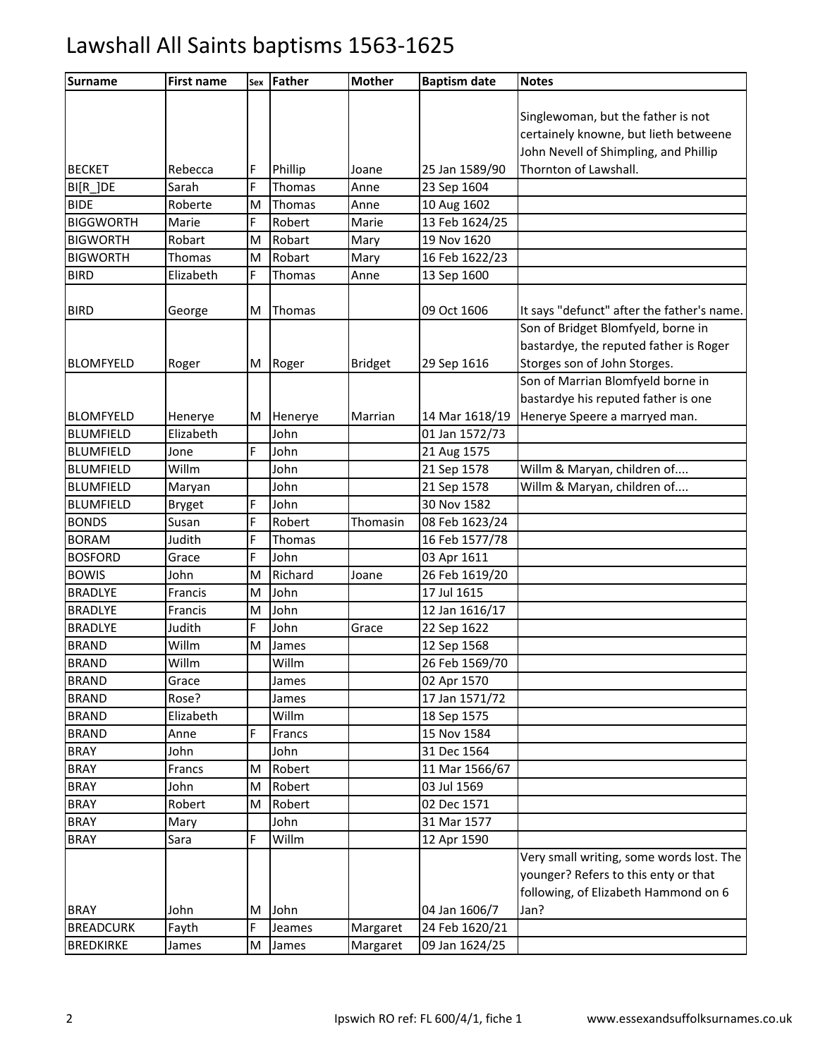# Lawshall All Saints baptisms 1563-1625

| Surname | First name | Sex | Father | Mother | Baptism date | Notes |
|---|---|---|---|---|---|---|
| BECKET | Rebecca | F | Phillip | Joane | 25 Jan 1589/90 | Singlewoman, but the father is not certainely knowne, but lieth betweene John Nevell of Shimpling, and Phillip Thornton of Lawshall. |
| BI[R_]DE | Sarah | F | Thomas | Anne | 23 Sep 1604 | |
| BIDE | Roberte | M | Thomas | Anne | 10 Aug 1602 | |
| BIGGWORTH | Marie | F | Robert | Marie | 13 Feb 1624/25 | |
| BIGWORTH | Robart | M | Robart | Mary | 19 Nov 1620 | |
| BIGWORTH | Thomas | M | Robart | Mary | 16 Feb 1622/23 | |
| BIRD | Elizabeth | F | Thomas | Anne | 13 Sep 1600 | |
| BIRD | George | M | Thomas | | 09 Oct 1606 | It says "defunct" after the father's name. |
| BLOMFYELD | Roger | M | Roger | Bridget | 29 Sep 1616 | Son of Bridget Blomfyeld, borne in bastardye, the reputed father is Roger Storges son of John Storges. |
| BLOMFYELD | Henerye | M | Henerye | Marrian | 14 Mar 1618/19 | Son of Marrian Blomfyeld borne in bastardye his reputed father is one Henerye Speere a marryed man. |
| BLUMFIELD | Elizabeth | | John | | 01 Jan 1572/73 | |
| BLUMFIELD | Jone | F | John | | 21 Aug 1575 | |
| BLUMFIELD | Willm | | John | | 21 Sep 1578 | Willm & Maryan, children of.... |
| BLUMFIELD | Maryan | | John | | 21 Sep 1578 | Willm & Maryan, children of.... |
| BLUMFIELD | Bryget | F | John | | 30 Nov 1582 | |
| BONDS | Susan | F | Robert | Thomasin | 08 Feb 1623/24 | |
| BORAM | Judith | F | Thomas | | 16 Feb 1577/78 | |
| BOSFORD | Grace | F | John | | 03 Apr 1611 | |
| BOWIS | John | M | Richard | Joane | 26 Feb 1619/20 | |
| BRADLYE | Francis | M | John | | 17 Jul 1615 | |
| BRADLYE | Francis | M | John | | 12 Jan 1616/17 | |
| BRADLYE | Judith | F | John | Grace | 22 Sep 1622 | |
| BRAND | Willm | M | James | | 12 Sep 1568 | |
| BRAND | Willm | | Willm | | 26 Feb 1569/70 | |
| BRAND | Grace | | James | | 02 Apr 1570 | |
| BRAND | Rose? | | James | | 17 Jan 1571/72 | |
| BRAND | Elizabeth | | Willm | | 18 Sep 1575 | |
| BRAND | Anne | F | Francs | | 15 Nov 1584 | |
| BRAY | John | | John | | 31 Dec 1564 | |
| BRAY | Francs | M | Robert | | 11 Mar 1566/67 | |
| BRAY | John | M | Robert | | 03 Jul 1569 | |
| BRAY | Robert | M | Robert | | 02 Dec 1571 | |
| BRAY | Mary | | John | | 31 Mar 1577 | |
| BRAY | Sara | F | Willm | | 12 Apr 1590 | |
| BRAY | John | M | John | | 04 Jan 1606/7 | Very small writing, some words lost. The younger? Refers to this enty or that following, of Elizabeth Hammond on 6 Jan? |
| BREADCURK | Fayth | F | Jeames | Margaret | 24 Feb 1620/21 | |
| BREDKIRKE | James | M | James | Margaret | 09 Jan 1624/25 | |

Ipswich RO ref: FL 600/4/1, fiche 1 www.essexandsuffolksurnames.co.uk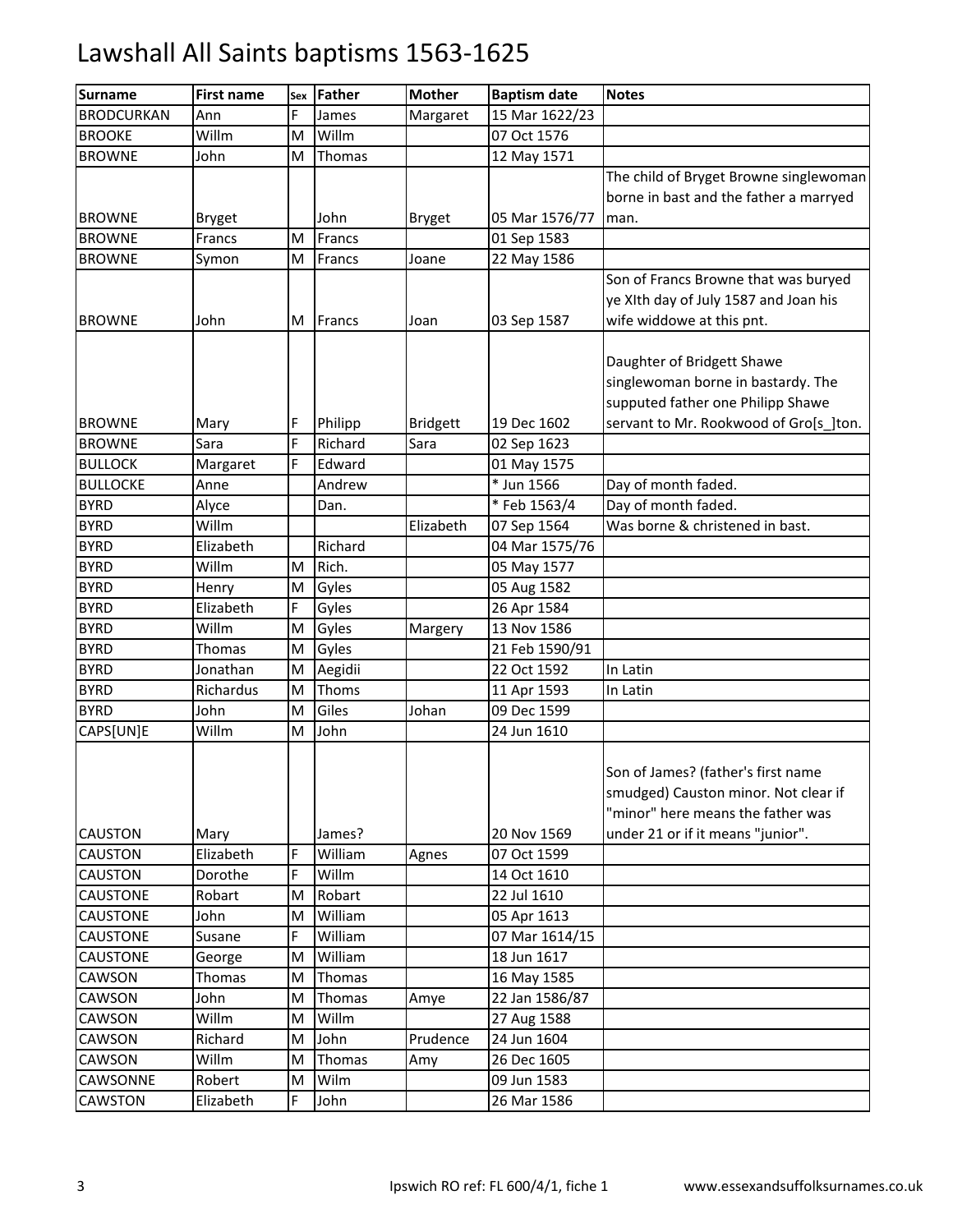# Lawshall All Saints baptisms 1563-1625

| Surname | First name | Sex | Father | Mother | Baptism date | Notes |
|---|---|---|---|---|---|---|
| BRODCURKAN | Ann | F | James | Margaret | 15 Mar 1622/23 | |
| BROOKE | Willm | M | Willm | | 07 Oct 1576 | |
| BROWNE | John | M | Thomas | | 12 May 1571 | |
| BROWNE | Bryget | | John | Bryget | 05 Mar 1576/77 | The child of Bryget Browne singlewoman borne in bast and the father a marryed man. |
| BROWNE | Francs | M | Francs | | 01 Sep 1583 | |
| BROWNE | Symon | M | Francs | Joane | 22 May 1586 | |
| BROWNE | John | M | Francs | Joan | 03 Sep 1587 | Son of Francs Browne that was buryed ye XIth day of July 1587 and Joan his wife widdowe at this pnt. |
| BROWNE | Mary | F | Philipp | Bridgett | 19 Dec 1602 | Daughter of Bridgett Shawe singlewoman borne in bastardy. The supputed father one Philipp Shawe servant to Mr. Rookwood of Gro[s_]ton. |
| BROWNE | Sara | F | Richard | Sara | 02 Sep 1623 | |
| BULLOCK | Margaret | F | Edward | | 01 May 1575 | |
| BULLOCKE | Anne | | Andrew | | * Jun 1566 | Day of month faded. |
| BYRD | Alyce | | Dan. | | * Feb 1563/4 | Day of month faded. |
| BYRD | Willm | | | Elizabeth | 07 Sep 1564 | Was borne & christened in bast. |
| BYRD | Elizabeth | | Richard | | 04 Mar 1575/76 | |
| BYRD | Willm | M | Rich. | | 05 May 1577 | |
| BYRD | Henry | M | Gyles | | 05 Aug 1582 | |
| BYRD | Elizabeth | F | Gyles | | 26 Apr 1584 | |
| BYRD | Willm | M | Gyles | Margery | 13 Nov 1586 | |
| BYRD | Thomas | M | Gyles | | 21 Feb 1590/91 | |
| BYRD | Jonathan | M | Aegidii | | 22 Oct 1592 | In Latin |
| BYRD | Richardus | M | Thoms | | 11 Apr 1593 | In Latin |
| BYRD | John | M | Giles | Johan | 09 Dec 1599 | |
| CAPS[UN]E | Willm | M | John | | 24 Jun 1610 | |
| CAUSTON | Mary | | James? | | 20 Nov 1569 | Son of James? (father's first name smudged) Causton minor. Not clear if "minor" here means the father was under 21 or if it means "junior". |
| CAUSTON | Elizabeth | F | William | Agnes | 07 Oct 1599 | |
| CAUSTON | Dorothe | F | Willm | | 14 Oct 1610 | |
| CAUSTONE | Robart | M | Robart | | 22 Jul 1610 | |
| CAUSTONE | John | M | William | | 05 Apr 1613 | |
| CAUSTONE | Susane | F | William | | 07 Mar 1614/15 | |
| CAUSTONE | George | M | William | | 18 Jun 1617 | |
| CAWSON | Thomas | M | Thomas | | 16 May 1585 | |
| CAWSON | John | M | Thomas | Amye | 22 Jan 1586/87 | |
| CAWSON | Willm | M | Willm | | 27 Aug 1588 | |
| CAWSON | Richard | M | John | Prudence | 24 Jun 1604 | |
| CAWSON | Willm | M | Thomas | Amy | 26 Dec 1605 | |
| CAWSONNE | Robert | M | Wilm | | 09 Jun 1583 | |
| CAWSTON | Elizabeth | F | John | | 26 Mar 1586 | |

Ipswich RO ref: FL 600/4/1, fiche 1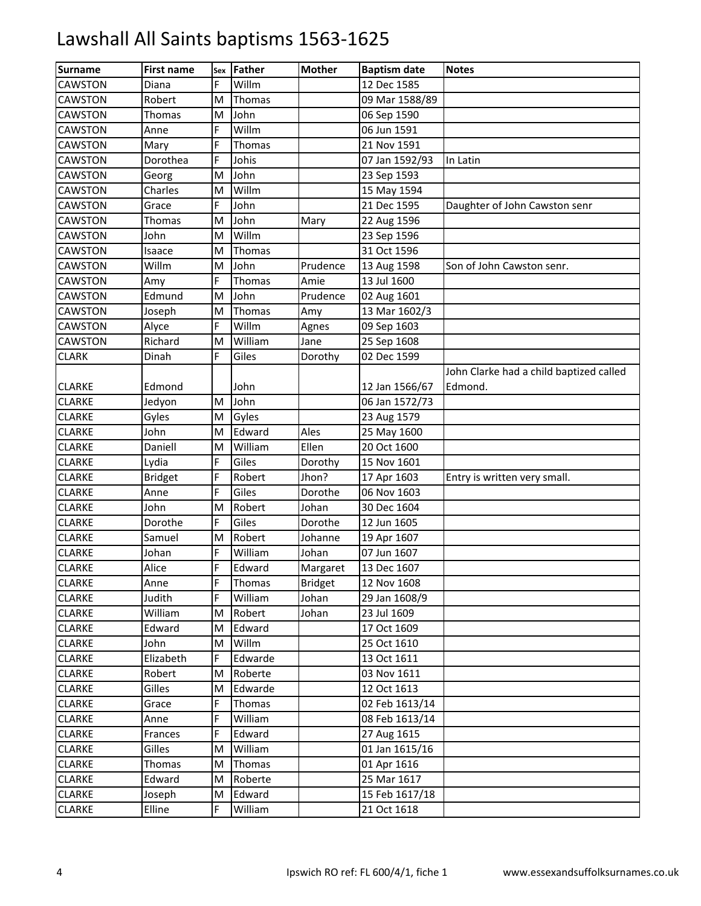# Lawshall All Saints baptisms 1563-1625

| Surname | First name | Sex | Father | Mother | Baptism date | Notes |
|---|---|---|---|---|---|---|
| CAWSTON | Diana | F | Willm | | 12 Dec 1585 | |
| CAWSTON | Robert | M | Thomas | | 09 Mar 1588/89 | |
| CAWSTON | Thomas | M | John | | 06 Sep 1590 | |
| CAWSTON | Anne | F | Willm | | 06 Jun 1591 | |
| CAWSTON | Mary | F | Thomas | | 21 Nov 1591 | |
| CAWSTON | Dorothea | F | Johis | | 07 Jan 1592/93 | In Latin |
| CAWSTON | Georg | M | John | | 23 Sep 1593 | |
| CAWSTON | Charles | M | Willm | | 15 May 1594 | |
| CAWSTON | Grace | F | John | | 21 Dec 1595 | Daughter of John Cawston senr |
| CAWSTON | Thomas | M | John | Mary | 22 Aug 1596 | |
| CAWSTON | John | M | Willm | | 23 Sep 1596 | |
| CAWSTON | Isaace | M | Thomas | | 31 Oct 1596 | |
| CAWSTON | Willm | M | John | Prudence | 13 Aug 1598 | Son of John Cawston senr. |
| CAWSTON | Amy | F | Thomas | Amie | 13 Jul 1600 | |
| CAWSTON | Edmund | M | John | Prudence | 02 Aug 1601 | |
| CAWSTON | Joseph | M | Thomas | Amy | 13 Mar 1602/3 | |
| CAWSTON | Alyce | F | Willm | Agnes | 09 Sep 1603 | |
| CAWSTON | Richard | M | William | Jane | 25 Sep 1608 | |
| CLARK | Dinah | F | Giles | Dorothy | 02 Dec 1599 | |
| CLARKE | Edmond | | John | | 12 Jan 1566/67 | John Clarke had a child baptized called Edmond. |
| CLARKE | Jedyon | M | John | | 06 Jan 1572/73 | |
| CLARKE | Gyles | M | Gyles | | 23 Aug 1579 | |
| CLARKE | John | M | Edward | Ales | 25 May 1600 | |
| CLARKE | Daniell | M | William | Ellen | 20 Oct 1600 | |
| CLARKE | Lydia | F | Giles | Dorothy | 15 Nov 1601 | |
| CLARKE | Bridget | F | Robert | Jhon? | 17 Apr 1603 | Entry is written very small. |
| CLARKE | Anne | F | Giles | Dorothe | 06 Nov 1603 | |
| CLARKE | John | M | Robert | Johan | 30 Dec 1604 | |
| CLARKE | Dorothe | F | Giles | Dorothe | 12 Jun 1605 | |
| CLARKE | Samuel | M | Robert | Johanne | 19 Apr 1607 | |
| CLARKE | Johan | F | William | Johan | 07 Jun 1607 | |
| CLARKE | Alice | F | Edward | Margaret | 13 Dec 1607 | |
| CLARKE | Anne | F | Thomas | Bridget | 12 Nov 1608 | |
| CLARKE | Judith | F | William | Johan | 29 Jan 1608/9 | |
| CLARKE | William | M | Robert | Johan | 23 Jul 1609 | |
| CLARKE | Edward | M | Edward | | 17 Oct 1609 | |
| CLARKE | John | M | Willm | | 25 Oct 1610 | |
| CLARKE | Elizabeth | F | Edwarde | | 13 Oct 1611 | |
| CLARKE | Robert | M | Roberte | | 03 Nov 1611 | |
| CLARKE | Gilles | M | Edwarde | | 12 Oct 1613 | |
| CLARKE | Grace | F | Thomas | | 02 Feb 1613/14 | |
| CLARKE | Anne | F | William | | 08 Feb 1613/14 | |
| CLARKE | Frances | F | Edward | | 27 Aug 1615 | |
| CLARKE | Gilles | M | William | | 01 Jan 1615/16 | |
| CLARKE | Thomas | M | Thomas | | 01 Apr 1616 | |
| CLARKE | Edward | M | Roberte | | 25 Mar 1617 | |
| CLARKE | Joseph | M | Edward | | 15 Feb 1617/18 | |
| CLARKE | Elline | F | William | | 21 Oct 1618 | |

Ipswich RO ref: FL 600/4/1, fiche 1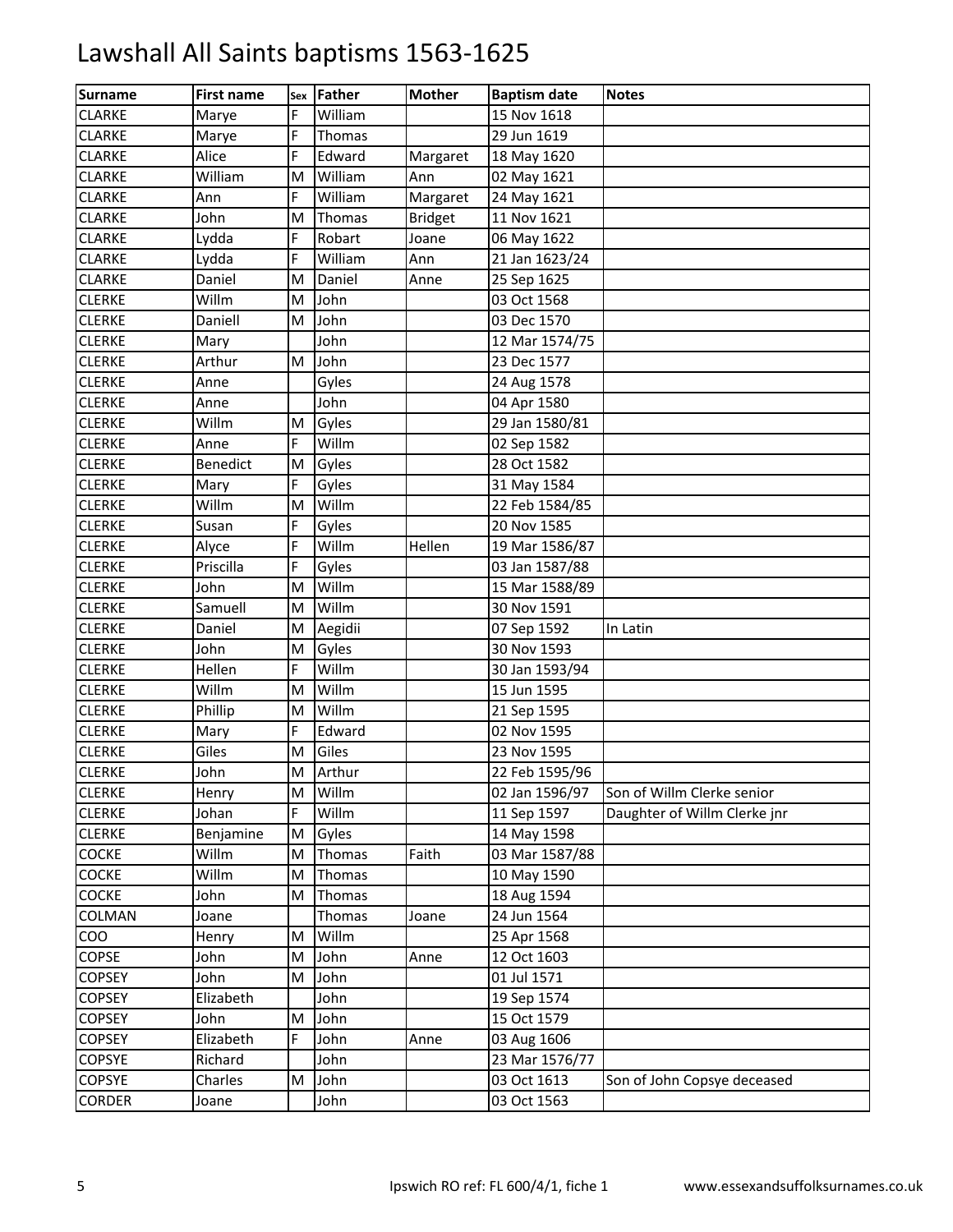# Lawshall All Saints baptisms 1563-1625

| Surname | First name | Sex | Father | Mother | Baptism date | Notes |
|---|---|---|---|---|---|---|
| CLARKE | Marye | F | William | | 15 Nov 1618 | |
| CLARKE | Marye | F | Thomas | | 29 Jun 1619 | |
| CLARKE | Alice | F | Edward | Margaret | 18 May 1620 | |
| CLARKE | William | M | William | Ann | 02 May 1621 | |
| CLARKE | Ann | F | William | Margaret | 24 May 1621 | |
| CLARKE | John | M | Thomas | Bridget | 11 Nov 1621 | |
| CLARKE | Lydda | F | Robart | Joane | 06 May 1622 | |
| CLARKE | Lydda | F | William | Ann | 21 Jan 1623/24 | |
| CLARKE | Daniel | M | Daniel | Anne | 25 Sep 1625 | |
| CLERKE | Willm | M | John | | 03 Oct 1568 | |
| CLERKE | Daniell | M | John | | 03 Dec 1570 | |
| CLERKE | Mary | | John | | 12 Mar 1574/75 | |
| CLERKE | Arthur | M | John | | 23 Dec 1577 | |
| CLERKE | Anne | | Gyles | | 24 Aug 1578 | |
| CLERKE | Anne | | John | | 04 Apr 1580 | |
| CLERKE | Willm | M | Gyles | | 29 Jan 1580/81 | |
| CLERKE | Anne | F | Willm | | 02 Sep 1582 | |
| CLERKE | Benedict | M | Gyles | | 28 Oct 1582 | |
| CLERKE | Mary | F | Gyles | | 31 May 1584 | |
| CLERKE | Willm | M | Willm | | 22 Feb 1584/85 | |
| CLERKE | Susan | F | Gyles | | 20 Nov 1585 | |
| CLERKE | Alyce | F | Willm | Hellen | 19 Mar 1586/87 | |
| CLERKE | Priscilla | F | Gyles | | 03 Jan 1587/88 | |
| CLERKE | John | M | Willm | | 15 Mar 1588/89 | |
| CLERKE | Samuell | M | Willm | | 30 Nov 1591 | |
| CLERKE | Daniel | M | Aegidii | | 07 Sep 1592 | In Latin |
| CLERKE | John | M | Gyles | | 30 Nov 1593 | |
| CLERKE | Hellen | F | Willm | | 30 Jan 1593/94 | |
| CLERKE | Willm | M | Willm | | 15 Jun 1595 | |
| CLERKE | Phillip | M | Willm | | 21 Sep 1595 | |
| CLERKE | Mary | F | Edward | | 02 Nov 1595 | |
| CLERKE | Giles | M | Giles | | 23 Nov 1595 | |
| CLERKE | John | M | Arthur | | 22 Feb 1595/96 | |
| CLERKE | Henry | M | Willm | | 02 Jan 1596/97 | Son of Willm Clerke senior |
| CLERKE | Johan | F | Willm | | 11 Sep 1597 | Daughter of Willm Clerke jnr |
| CLERKE | Benjamine | M | Gyles | | 14 May 1598 | |
| COCKE | Willm | M | Thomas | Faith | 03 Mar 1587/88 | |
| COCKE | Willm | M | Thomas | | 10 May 1590 | |
| COCKE | John | M | Thomas | | 18 Aug 1594 | |
| COLMAN | Joane | | Thomas | Joane | 24 Jun 1564 | |
| COO | Henry | M | Willm | | 25 Apr 1568 | |
| COPSE | John | M | John | Anne | 12 Oct 1603 | |
| COPSEY | John | M | John | | 01 Jul 1571 | |
| COPSEY | Elizabeth | | John | | 19 Sep 1574 | |
| COPSEY | John | M | John | | 15 Oct 1579 | |
| COPSEY | Elizabeth | F | John | Anne | 03 Aug 1606 | |
| COPSYE | Richard | | John | | 23 Mar 1576/77 | |
| COPSYE | Charles | M | John | | 03 Oct 1613 | Son of John Copsye deceased |
| CORDER | Joane | | John | | 03 Oct 1563 | |

Ipswich RO ref: FL 600/4/1, fiche 1 www.essexandsuffolksurnames.co.uk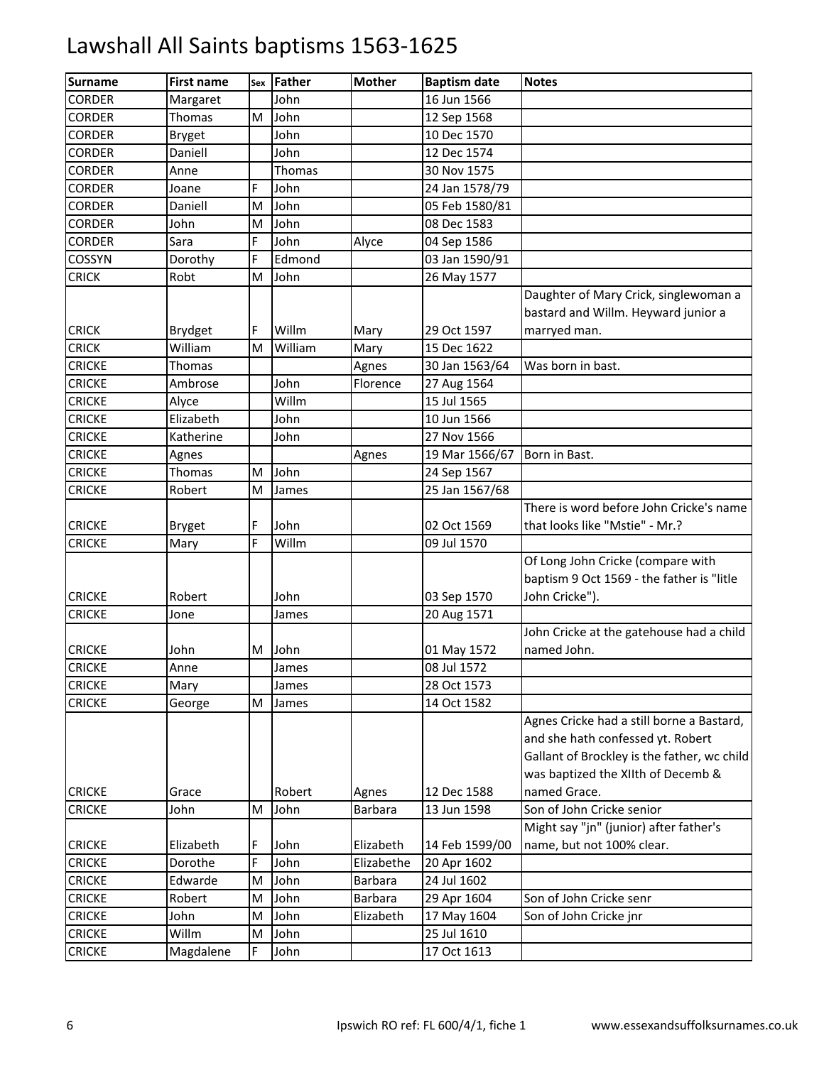# Lawshall All Saints baptisms 1563-1625

| Surname | First name | Sex | Father | Mother | Baptism date | Notes |
|---|---|---|---|---|---|---|
| CORDER | Margaret | | John | | 16 Jun 1566 | |
| CORDER | Thomas | M | John | | 12 Sep 1568 | |
| CORDER | Bryget | | John | | 10 Dec 1570 | |
| CORDER | Daniell | | John | | 12 Dec 1574 | |
| CORDER | Anne | | Thomas | | 30 Nov 1575 | |
| CORDER | Joane | F | John | | 24 Jan 1578/79 | |
| CORDER | Daniell | M | John | | 05 Feb 1580/81 | |
| CORDER | John | M | John | | 08 Dec 1583 | |
| CORDER | Sara | F | John | Alyce | 04 Sep 1586 | |
| COSSYN | Dorothy | F | Edmond | | 03 Jan 1590/91 | |
| CRICK | Robt | M | John | | 26 May 1577 | |
| CRICK | Brydget | F | Willm | Mary | 29 Oct 1597 | Daughter of Mary Crick, singlewoman a bastard and Willm. Heyward junior a marryed man. |
| CRICK | William | M | William | Mary | 15 Dec 1622 | |
| CRICKE | Thomas | | | Agnes | 30 Jan 1563/64 | Was born in bast. |
| CRICKE | Ambrose | | John | Florence | 27 Aug 1564 | |
| CRICKE | Alyce | | Willm | | 15 Jul 1565 | |
| CRICKE | Elizabeth | | John | | 10 Jun 1566 | |
| CRICKE | Katherine | | John | | 27 Nov 1566 | |
| CRICKE | Agnes | | | Agnes | 19 Mar 1566/67 | Born in Bast. |
| CRICKE | Thomas | M | John | | 24 Sep 1567 | |
| CRICKE | Robert | M | James | | 25 Jan 1567/68 | |
| CRICKE | Bryget | F | John | | 02 Oct 1569 | There is word before John Cricke's name that looks like "Mstie" - Mr.? |
| CRICKE | Mary | F | Willm | | 09 Jul 1570 | |
| CRICKE | Robert | | John | | 03 Sep 1570 | Of Long John Cricke (compare with baptism 9 Oct 1569 - the father is "litle John Cricke"). |
| CRICKE | Jone | | James | | 20 Aug 1571 | |
| CRICKE | John | M | John | | 01 May 1572 | John Cricke at the gatehouse had a child named John. |
| CRICKE | Anne | | James | | 08 Jul 1572 | |
| CRICKE | Mary | | James | | 28 Oct 1573 | |
| CRICKE | George | M | James | | 14 Oct 1582 | |
| CRICKE | Grace | | Robert | Agnes | 12 Dec 1588 | Agnes Cricke had a still borne a Bastard, and she hath confessed yt. Robert Gallant of Brockley is the father, wc child was baptized the XIIth of Decemb & named Grace. |
| CRICKE | John | M | John | Barbara | 13 Jun 1598 | Son of John Cricke senior |
| CRICKE | Elizabeth | F | John | Elizabeth | 14 Feb 1599/00 | Might say "jn" (junior) after father's name, but not 100% clear. |
| CRICKE | Dorothe | F | John | Elizabethe | 20 Apr 1602 | |
| CRICKE | Edwarde | M | John | Barbara | 24 Jul 1602 | |
| CRICKE | Robert | M | John | Barbara | 29 Apr 1604 | Son of John Cricke senr |
| CRICKE | John | M | John | Elizabeth | 17 May 1604 | Son of John Cricke jnr |
| CRICKE | Willm | M | John | | 25 Jul 1610 | |
| CRICKE | Magdalene | F | John | | 17 Oct 1613 | |

Ipswich RO ref: FL 600/4/1, fiche 1 www.essexandsuffolksurnames.co.uk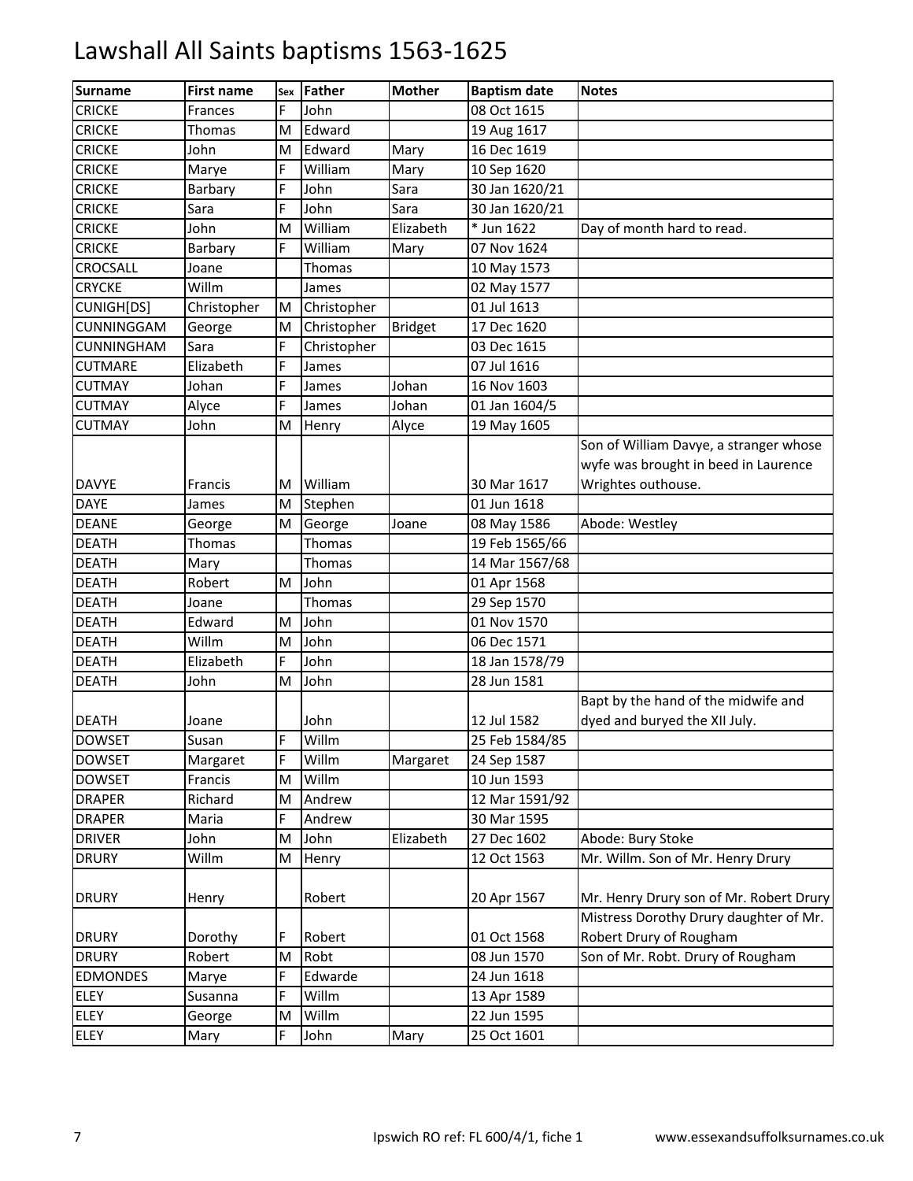# Lawshall All Saints baptisms 1563-1625

| Surname | First name | Sex | Father | Mother | Baptism date | Notes |
|---|---|---|---|---|---|---|
| CRICKE | Frances | F | John | | 08 Oct 1615 | |
| CRICKE | Thomas | M | Edward | | 19 Aug 1617 | |
| CRICKE | John | M | Edward | Mary | 16 Dec 1619 | |
| CRICKE | Marye | F | William | Mary | 10 Sep 1620 | |
| CRICKE | Barbary | F | John | Sara | 30 Jan 1620/21 | |
| CRICKE | Sara | F | John | Sara | 30 Jan 1620/21 | |
| CRICKE | John | M | William | Elizabeth | * Jun 1622 | Day of month hard to read. |
| CRICKE | Barbary | F | William | Mary | 07 Nov 1624 | |
| CROCSALL | Joane | | Thomas | | 10 May 1573 | |
| CRYCKE | Willm | | James | | 02 May 1577 | |
| CUNIGH[DS] | Christopher | M | Christopher | | 01 Jul 1613 | |
| CUNNINGGAM | George | M | Christopher | Bridget | 17 Dec 1620 | |
| CUNNINGHAM | Sara | F | Christopher | | 03 Dec 1615 | |
| CUTMARE | Elizabeth | F | James | | 07 Jul 1616 | |
| CUTMAY | Johan | F | James | Johan | 16 Nov 1603 | |
| CUTMAY | Alyce | F | James | Johan | 01 Jan 1604/5 | |
| CUTMAY | John | M | Henry | Alyce | 19 May 1605 | |
| DAVYE | Francis | M | William | | 30 Mar 1617 | Son of William Davye, a stranger whose wyfe was brought in beed in Laurence Wrightes outhouse. |
| DAYE | James | M | Stephen | | 01 Jun 1618 | |
| DEANE | George | M | George | Joane | 08 May 1586 | Abode: Westley |
| DEATH | Thomas | | Thomas | | 19 Feb 1565/66 | |
| DEATH | Mary | | Thomas | | 14 Mar 1567/68 | |
| DEATH | Robert | M | John | | 01 Apr 1568 | |
| DEATH | Joane | | Thomas | | 29 Sep 1570 | |
| DEATH | Edward | M | John | | 01 Nov 1570 | |
| DEATH | Willm | M | John | | 06 Dec 1571 | |
| DEATH | Elizabeth | F | John | | 18 Jan 1578/79 | |
| DEATH | John | M | John | | 28 Jun 1581 | |
| DEATH | Joane | | John | | 12 Jul 1582 | Bapt by the hand of the midwife and dyed and buryed the XII July. |
| DOWSET | Susan | F | Willm | | 25 Feb 1584/85 | |
| DOWSET | Margaret | F | Willm | Margaret | 24 Sep 1587 | |
| DOWSET | Francis | M | Willm | | 10 Jun 1593 | |
| DRAPER | Richard | M | Andrew | | 12 Mar 1591/92 | |
| DRAPER | Maria | F | Andrew | | 30 Mar 1595 | |
| DRIVER | John | M | John | Elizabeth | 27 Dec 1602 | Abode: Bury Stoke |
| DRURY | Willm | M | Henry | | 12 Oct 1563 | Mr. Willm. Son of Mr. Henry Drury |
| DRURY | Henry | | Robert | | 20 Apr 1567 | Mr. Henry Drury son of Mr. Robert Drury |
| DRURY | Dorothy | F | Robert | | 01 Oct 1568 | Mistress Dorothy Drury daughter of Mr. Robert Drury of Rougham |
| DRURY | Robert | M | Robt | | 08 Jun 1570 | Son of Mr. Robt. Drury of Rougham |
| EDMONDES | Marye | F | Edwarde | | 24 Jun 1618 | |
| ELEY | Susanna | F | Willm | | 13 Apr 1589 | |
| ELEY | George | M | Willm | | 22 Jun 1595 | |
| ELEY | Mary | F | John | Mary | 25 Oct 1601 | |

Ipswich RO ref: FL 600/4/1, fiche 1    www.essexandsuffolksurnames.co.uk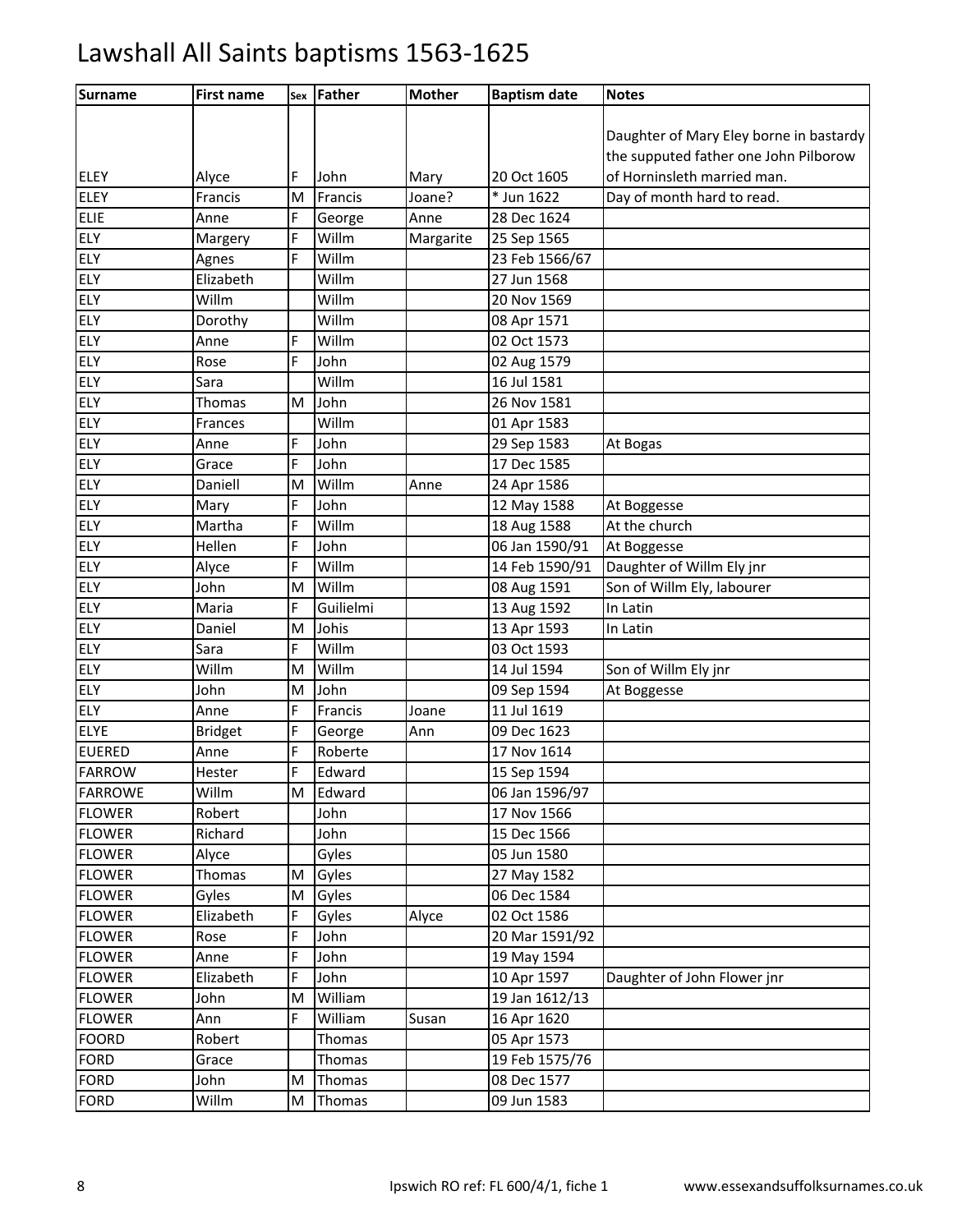# Lawshall All Saints baptisms 1563-1625

| Surname | First name | Sex | Father | Mother | Baptism date | Notes |
|---|---|---|---|---|---|---|
| ELEY | Alyce | F | John | Mary | 20 Oct 1605 | Daughter of Mary Eley borne in bastardy the supputed father one John Pilborow of Horninsleth married man. |
| ELEY | Francis | M | Francis | Joane? | * Jun 1622 | Day of month hard to read. |
| ELIE | Anne | F | George | Anne | 28 Dec 1624 | |
| ELY | Margery | F | Willm | Margarite | 25 Sep 1565 | |
| ELY | Agnes | F | Willm | | 23 Feb 1566/67 | |
| ELY | Elizabeth | | Willm | | 27 Jun 1568 | |
| ELY | Willm | | Willm | | 20 Nov 1569 | |
| ELY | Dorothy | | Willm | | 08 Apr 1571 | |
| ELY | Anne | F | Willm | | 02 Oct 1573 | |
| ELY | Rose | F | John | | 02 Aug 1579 | |
| ELY | Sara | | Willm | | 16 Jul 1581 | |
| ELY | Thomas | M | John | | 26 Nov 1581 | |
| ELY | Frances | | Willm | | 01 Apr 1583 | |
| ELY | Anne | F | John | | 29 Sep 1583 | At Bogas |
| ELY | Grace | F | John | | 17 Dec 1585 | |
| ELY | Daniell | M | Willm | Anne | 24 Apr 1586 | |
| ELY | Mary | F | John | | 12 May 1588 | At Boggesse |
| ELY | Martha | F | Willm | | 18 Aug 1588 | At the church |
| ELY | Hellen | F | John | | 06 Jan 1590/91 | At Boggesse |
| ELY | Alyce | F | Willm | | 14 Feb 1590/91 | Daughter of Willm Ely jnr |
| ELY | John | M | Willm | | 08 Aug 1591 | Son of Willm Ely, labourer |
| ELY | Maria | F | Guilielmi | | 13 Aug 1592 | In Latin |
| ELY | Daniel | M | Johis | | 13 Apr 1593 | In Latin |
| ELY | Sara | F | Willm | | 03 Oct 1593 | |
| ELY | Willm | M | Willm | | 14 Jul 1594 | Son of Willm Ely jnr |
| ELY | John | M | John | | 09 Sep 1594 | At Boggesse |
| ELY | Anne | F | Francis | Joane | 11 Jul 1619 | |
| ELYE | Bridget | F | George | Ann | 09 Dec 1623 | |
| EUERED | Anne | F | Roberte | | 17 Nov 1614 | |
| FARROW | Hester | F | Edward | | 15 Sep 1594 | |
| FARROWE | Willm | M | Edward | | 06 Jan 1596/97 | |
| FLOWER | Robert | | John | | 17 Nov 1566 | |
| FLOWER | Richard | | John | | 15 Dec 1566 | |
| FLOWER | Alyce | | Gyles | | 05 Jun 1580 | |
| FLOWER | Thomas | M | Gyles | | 27 May 1582 | |
| FLOWER | Gyles | M | Gyles | | 06 Dec 1584 | |
| FLOWER | Elizabeth | F | Gyles | Alyce | 02 Oct 1586 | |
| FLOWER | Rose | F | John | | 20 Mar 1591/92 | |
| FLOWER | Anne | F | John | | 19 May 1594 | |
| FLOWER | Elizabeth | F | John | | 10 Apr 1597 | Daughter of John Flower jnr |
| FLOWER | John | M | William | | 19 Jan 1612/13 | |
| FLOWER | Ann | F | William | Susan | 16 Apr 1620 | |
| FOORD | Robert | | Thomas | | 05 Apr 1573 | |
| FORD | Grace | | Thomas | | 19 Feb 1575/76 | |
| FORD | John | M | Thomas | | 08 Dec 1577 | |
| FORD | Willm | M | Thomas | | 09 Jun 1583 | |

Ipswich RO ref: FL 600/4/1, fiche 1 www.essexandsuffolksurnames.co.uk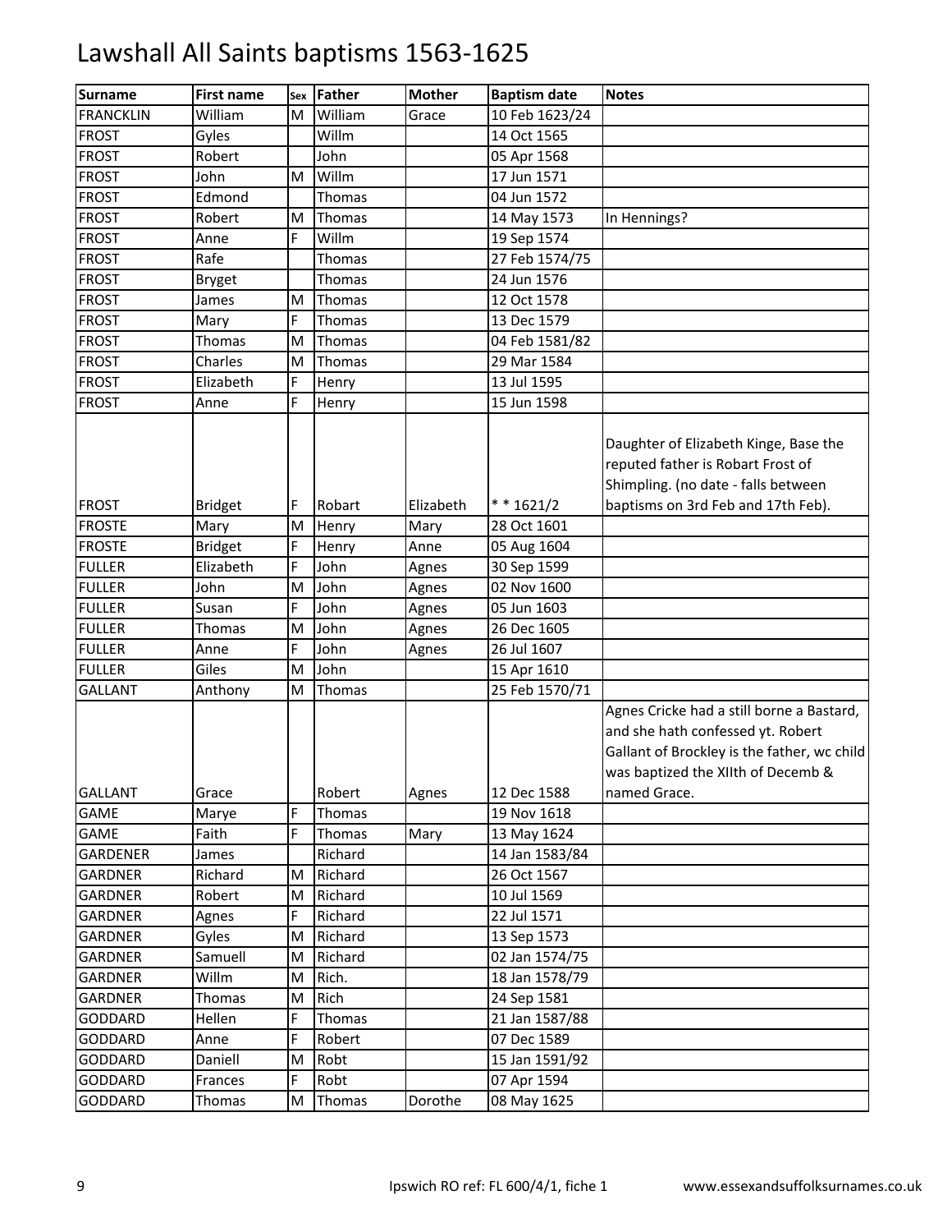# Lawshall All Saints baptisms 1563-1625

| Surname | First name | Sex | Father | Mother | Baptism date | Notes |
|---|---|---|---|---|---|---|
| FRANCKLIN | William | M | William | Grace | 10 Feb 1623/24 | |
| FROST | Gyles | | Willm | | 14 Oct 1565 | |
| FROST | Robert | | John | | 05 Apr 1568 | |
| FROST | John | M | Willm | | 17 Jun 1571 | |
| FROST | Edmond | | Thomas | | 04 Jun 1572 | |
| FROST | Robert | M | Thomas | | 14 May 1573 | In Hennings? |
| FROST | Anne | F | Willm | | 19 Sep 1574 | |
| FROST | Rafe | | Thomas | | 27 Feb 1574/75 | |
| FROST | Bryget | | Thomas | | 24 Jun 1576 | |
| FROST | James | M | Thomas | | 12 Oct 1578 | |
| FROST | Mary | F | Thomas | | 13 Dec 1579 | |
| FROST | Thomas | M | Thomas | | 04 Feb 1581/82 | |
| FROST | Charles | M | Thomas | | 29 Mar 1584 | |
| FROST | Elizabeth | F | Henry | | 13 Jul 1595 | |
| FROST | Anne | F | Henry | | 15 Jun 1598 | |
| FROST | Bridget | F | Robart | Elizabeth | * * 1621/2 | Daughter of Elizabeth Kinge, Base the reputed father is Robart Frost of Shimpling. (no date - falls between baptisms on 3rd Feb and 17th Feb). |
| FROSTE | Mary | M | Henry | Mary | 28 Oct 1601 | |
| FROSTE | Bridget | F | Henry | Anne | 05 Aug 1604 | |
| FULLER | Elizabeth | F | John | Agnes | 30 Sep 1599 | |
| FULLER | John | M | John | Agnes | 02 Nov 1600 | |
| FULLER | Susan | F | John | Agnes | 05 Jun 1603 | |
| FULLER | Thomas | M | John | Agnes | 26 Dec 1605 | |
| FULLER | Anne | F | John | Agnes | 26 Jul 1607 | |
| FULLER | Giles | M | John | | 15 Apr 1610 | |
| GALLANT | Anthony | M | Thomas | | 25 Feb 1570/71 | |
| GALLANT | Grace | | Robert | Agnes | 12 Dec 1588 | Agnes Cricke had a still borne a Bastard, and she hath confessed yt. Robert Gallant of Brockley is the father, wc child was baptized the XIIth of Decemb & named Grace. |
| GAME | Marye | F | Thomas | | 19 Nov 1618 | |
| GAME | Faith | F | Thomas | Mary | 13 May 1624 | |
| GARDENER | James | | Richard | | 14 Jan 1583/84 | |
| GARDNER | Richard | M | Richard | | 26 Oct 1567 | |
| GARDNER | Robert | M | Richard | | 10 Jul 1569 | |
| GARDNER | Agnes | F | Richard | | 22 Jul 1571 | |
| GARDNER | Gyles | M | Richard | | 13 Sep 1573 | |
| GARDNER | Samuell | M | Richard | | 02 Jan 1574/75 | |
| GARDNER | Willm | M | Rich. | | 18 Jan 1578/79 | |
| GARDNER | Thomas | M | Rich | | 24 Sep 1581 | |
| GODDARD | Hellen | F | Thomas | | 21 Jan 1587/88 | |
| GODDARD | Anne | F | Robert | | 07 Dec 1589 | |
| GODDARD | Daniell | M | Robt | | 15 Jan 1591/92 | |
| GODDARD | Frances | F | Robt | | 07 Apr 1594 | |
| GODDARD | Thomas | M | Thomas | Dorothe | 08 May 1625 | |

Ipswich RO ref: FL 600/4/1, fiche 1 www.essexandsuffolksurnames.co.uk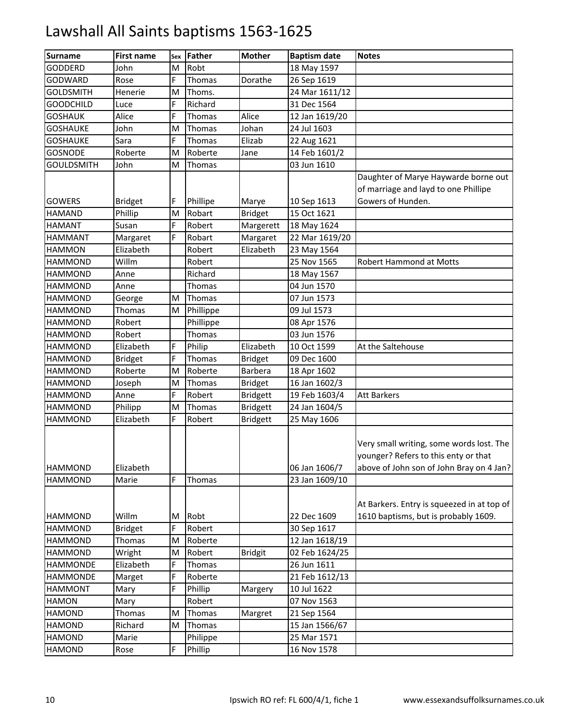# Lawshall All Saints baptisms 1563-1625

| Surname | First name | Sex | Father | Mother | Baptism date | Notes |
|---|---|---|---|---|---|---|
| GODDERD | John | M | Robt | | 18 May 1597 | |
| GODWARD | Rose | F | Thomas | Dorathe | 26 Sep 1619 | |
| GOLDSMITH | Henerie | M | Thoms. | | 24 Mar 1611/12 | |
| GOODCHILD | Luce | F | Richard | | 31 Dec 1564 | |
| GOSHAUK | Alice | F | Thomas | Alice | 12 Jan 1619/20 | |
| GOSHAUKE | John | M | Thomas | Johan | 24 Jul 1603 | |
| GOSHAUKE | Sara | F | Thomas | Elizab | 22 Aug 1621 | |
| GOSNODE | Roberte | M | Roberte | Jane | 14 Feb 1601/2 | |
| GOULDSMITH | John | M | Thomas | | 03 Jun 1610 | |
| GOWERS | Bridget | F | Phillipe | Marye | 10 Sep 1613 | Daughter of Marye Haywarde borne out of marriage and layd to one Phillipe Gowers of Hunden. |
| HAMAND | Phillip | M | Robart | Bridget | 15 Oct 1621 | |
| HAMANT | Susan | F | Robert | Margerett | 18 May 1624 | |
| HAMMANT | Margaret | F | Robart | Margaret | 22 Mar 1619/20 | |
| HAMMON | Elizabeth | | Robert | Elizabeth | 23 May 1564 | |
| HAMMOND | Willm | | Robert | | 25 Nov 1565 | Robert Hammond at Motts |
| HAMMOND | Anne | | Richard | | 18 May 1567 | |
| HAMMOND | Anne | | Thomas | | 04 Jun 1570 | |
| HAMMOND | George | M | Thomas | | 07 Jun 1573 | |
| HAMMOND | Thomas | M | Phillippe | | 09 Jul 1573 | |
| HAMMOND | Robert | | Phillippe | | 08 Apr 1576 | |
| HAMMOND | Robert | | Thomas | | 03 Jun 1576 | |
| HAMMOND | Elizabeth | F | Philip | Elizabeth | 10 Oct 1599 | At the Saltehouse |
| HAMMOND | Bridget | F | Thomas | Bridget | 09 Dec 1600 | |
| HAMMOND | Roberte | M | Roberte | Barbera | 18 Apr 1602 | |
| HAMMOND | Joseph | M | Thomas | Bridget | 16 Jan 1602/3 | |
| HAMMOND | Anne | F | Robert | Bridgett | 19 Feb 1603/4 | Att Barkers |
| HAMMOND | Philipp | M | Thomas | Bridgett | 24 Jan 1604/5 | |
| HAMMOND | Elizabeth | F | Robert | Bridgett | 25 May 1606 | |
| HAMMOND | Elizabeth | | | | 06 Jan 1606/7 | Very small writing, some words lost. The younger? Refers to this enty or that above of John son of John Bray on 4 Jan? |
| HAMMOND | Marie | F | Thomas | | 23 Jan 1609/10 | |
| HAMMOND | Willm | M | Robt | | 22 Dec 1609 | At Barkers. Entry is squeezed in at top of 1610 baptisms, but is probably 1609. |
| HAMMOND | Bridget | F | Robert | | 30 Sep 1617 | |
| HAMMOND | Thomas | M | Roberte | | 12 Jan 1618/19 | |
| HAMMOND | Wright | M | Robert | Bridgit | 02 Feb 1624/25 | |
| HAMMONDE | Elizabeth | F | Thomas | | 26 Jun 1611 | |
| HAMMONDE | Marget | F | Roberte | | 21 Feb 1612/13 | |
| HAMMONT | Mary | F | Phillip | Margery | 10 Jul 1622 | |
| HAMON | Mary | | Robert | | 07 Nov 1563 | |
| HAMOND | Thomas | M | Thomas | Margret | 21 Sep 1564 | |
| HAMOND | Richard | M | Thomas | | 15 Jan 1566/67 | |
| HAMOND | Marie | | Philippe | | 25 Mar 1571 | |
| HAMOND | Rose | F | Phillip | | 16 Nov 1578 | |

Ipswich RO ref: FL 600/4/1, fiche 1 www.essexandsuffolksurnames.co.uk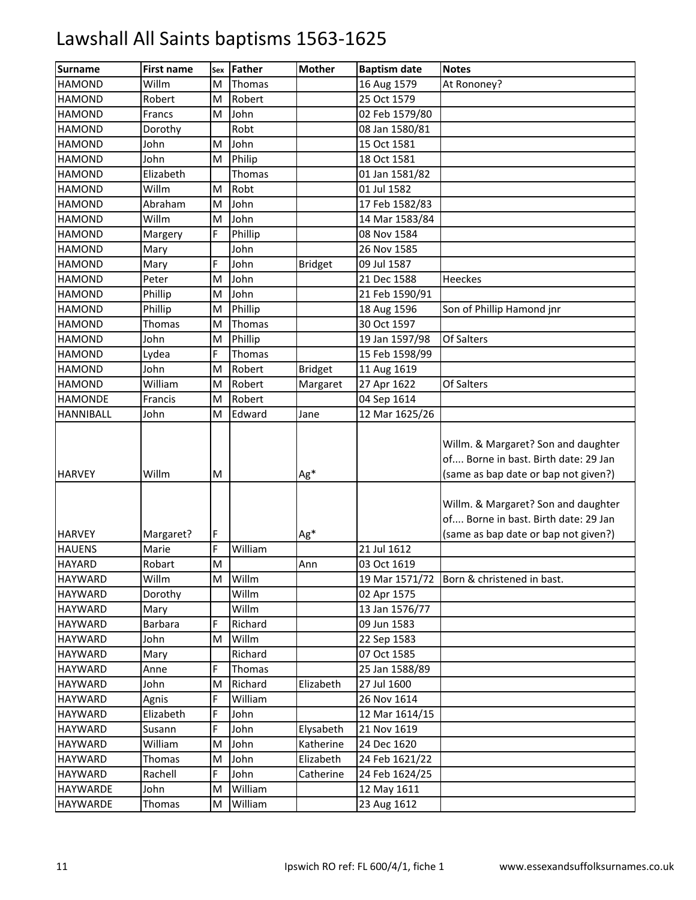# Lawshall All Saints baptisms 1563-1625

| Surname | First name | Sex | Father | Mother | Baptism date | Notes |
|---|---|---|---|---|---|---|
| HAMOND | Willm | M | Thomas | | 16 Aug 1579 | At Rononey? |
| HAMOND | Robert | M | Robert | | 25 Oct 1579 | |
| HAMOND | Francs | M | John | | 02 Feb 1579/80 | |
| HAMOND | Dorothy | | Robt | | 08 Jan 1580/81 | |
| HAMOND | John | M | John | | 15 Oct 1581 | |
| HAMOND | John | M | Philip | | 18 Oct 1581 | |
| HAMOND | Elizabeth | | Thomas | | 01 Jan 1581/82 | |
| HAMOND | Willm | M | Robt | | 01 Jul 1582 | |
| HAMOND | Abraham | M | John | | 17 Feb 1582/83 | |
| HAMOND | Willm | M | John | | 14 Mar 1583/84 | |
| HAMOND | Margery | F | Phillip | | 08 Nov 1584 | |
| HAMOND | Mary | | John | | 26 Nov 1585 | |
| HAMOND | Mary | F | John | Bridget | 09 Jul 1587 | |
| HAMOND | Peter | M | John | | 21 Dec 1588 | Heeckes |
| HAMOND | Phillip | M | John | | 21 Feb 1590/91 | |
| HAMOND | Phillip | M | Phillip | | 18 Aug 1596 | Son of Phillip Hamond jnr |
| HAMOND | Thomas | M | Thomas | | 30 Oct 1597 | |
| HAMOND | John | M | Phillip | | 19 Jan 1597/98 | Of Salters |
| HAMOND | Lydea | F | Thomas | | 15 Feb 1598/99 | |
| HAMOND | John | M | Robert | Bridget | 11 Aug 1619 | |
| HAMOND | William | M | Robert | Margaret | 27 Apr 1622 | Of Salters |
| HAMONDE | Francis | M | Robert | | 04 Sep 1614 | |
| HANNIBALL | John | M | Edward | Jane | 12 Mar 1625/26 | |
| HARVEY | Willm | M | | Ag* | | Willm. & Margaret? Son and daughter of.... Borne in bast. Birth date: 29 Jan (same as bap date or bap not given?) |
| HARVEY | Margaret? | F | | Ag* | | Willm. & Margaret? Son and daughter of.... Borne in bast. Birth date: 29 Jan (same as bap date or bap not given?) |
| HAUENS | Marie | F | William | | 21 Jul 1612 | |
| HAYARD | Robart | M | | Ann | 03 Oct 1619 | |
| HAYWARD | Willm | M | Willm | | 19 Mar 1571/72 | Born & christened in bast. |
| HAYWARD | Dorothy | | Willm | | 02 Apr 1575 | |
| HAYWARD | Mary | | Willm | | 13 Jan 1576/77 | |
| HAYWARD | Barbara | F | Richard | | 09 Jun 1583 | |
| HAYWARD | John | M | Willm | | 22 Sep 1583 | |
| HAYWARD | Mary | | Richard | | 07 Oct 1585 | |
| HAYWARD | Anne | F | Thomas | | 25 Jan 1588/89 | |
| HAYWARD | John | M | Richard | Elizabeth | 27 Jul 1600 | |
| HAYWARD | Agnis | F | William | | 26 Nov 1614 | |
| HAYWARD | Elizabeth | F | John | | 12 Mar 1614/15 | |
| HAYWARD | Susann | F | John | Elysabeth | 21 Nov 1619 | |
| HAYWARD | William | M | John | Katherine | 24 Dec 1620 | |
| HAYWARD | Thomas | M | John | Elizabeth | 24 Feb 1621/22 | |
| HAYWARD | Rachell | F | John | Catherine | 24 Feb 1624/25 | |
| HAYWARDE | John | M | William | | 12 May 1611 | |
| HAYWARDE | Thomas | M | William | | 23 Aug 1612 | |

Ipswich RO ref: FL 600/4/1, fiche 1 www.essexandsuffolksurnames.co.uk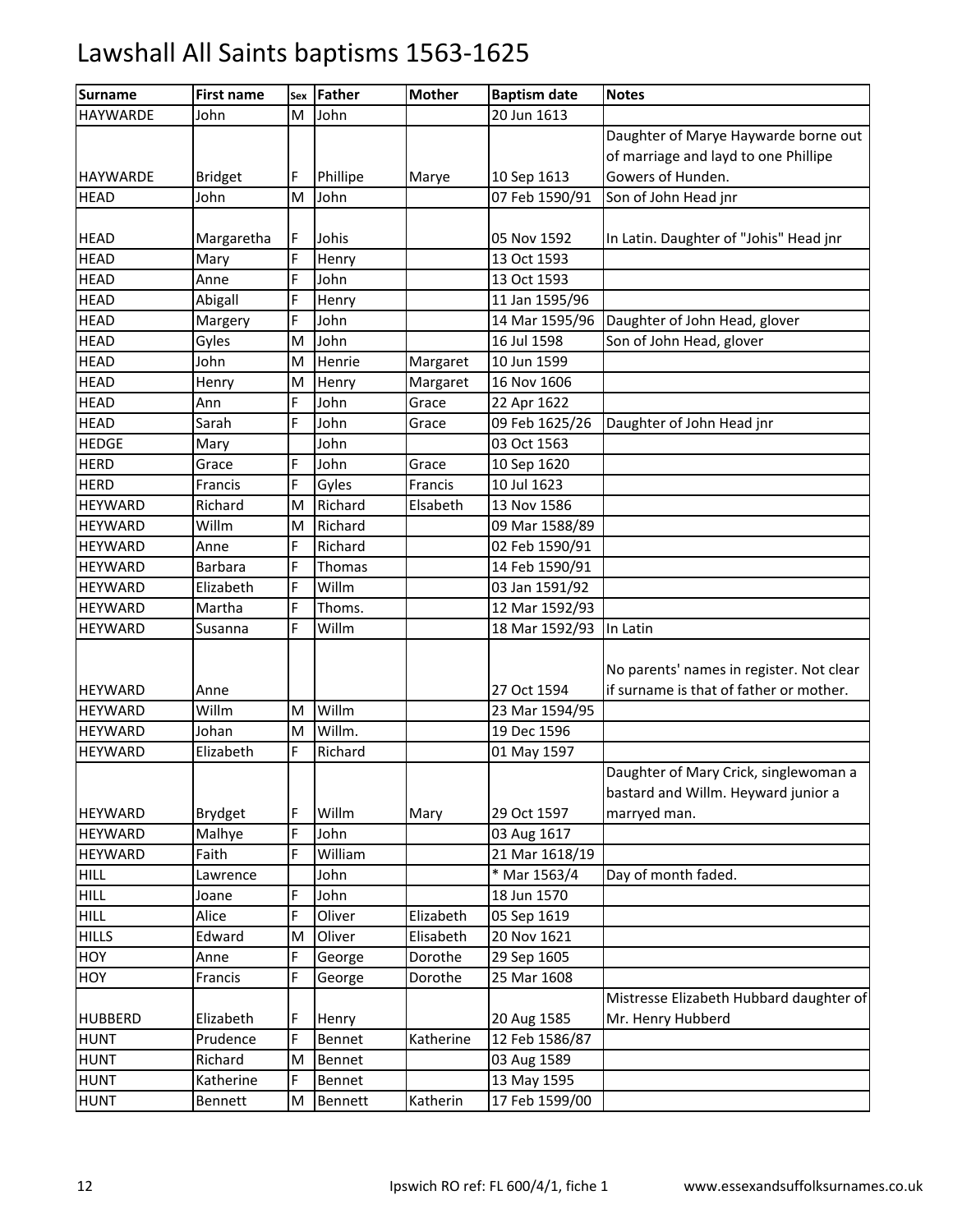# Lawshall All Saints baptisms 1563-1625

| Surname | First name | Sex | Father | Mother | Baptism date | Notes |
|---|---|---|---|---|---|---|
| HAYWARDE | John | M | John | | 20 Jun 1613 | |
| HAYWARDE | Bridget | F | Phillipe | Marye | 10 Sep 1613 | Daughter of Marye Haywarde borne out of marriage and layd to one Phillipe Gowers of Hunden. |
| HEAD | John | M | John | | 07 Feb 1590/91 | Son of John Head jnr |
| HEAD | Margaretha | F | Johis | | 05 Nov 1592 | In Latin. Daughter of "Johis" Head jnr |
| HEAD | Mary | F | Henry | | 13 Oct 1593 | |
| HEAD | Anne | F | John | | 13 Oct 1593 | |
| HEAD | Abigall | F | Henry | | 11 Jan 1595/96 | |
| HEAD | Margery | F | John | | 14 Mar 1595/96 | Daughter of John Head, glover |
| HEAD | Gyles | M | John | | 16 Jul 1598 | Son of John Head, glover |
| HEAD | John | M | Henrie | Margaret | 10 Jun 1599 | |
| HEAD | Henry | M | Henry | Margaret | 16 Nov 1606 | |
| HEAD | Ann | F | John | Grace | 22 Apr 1622 | |
| HEAD | Sarah | F | John | Grace | 09 Feb 1625/26 | Daughter of John Head jnr |
| HEDGE | Mary | | John | | 03 Oct 1563 | |
| HERD | Grace | F | John | Grace | 10 Sep 1620 | |
| HERD | Francis | F | Gyles | Francis | 10 Jul 1623 | |
| HEYWARD | Richard | M | Richard | Elsabeth | 13 Nov 1586 | |
| HEYWARD | Willm | M | Richard | | 09 Mar 1588/89 | |
| HEYWARD | Anne | F | Richard | | 02 Feb 1590/91 | |
| HEYWARD | Barbara | F | Thomas | | 14 Feb 1590/91 | |
| HEYWARD | Elizabeth | F | Willm | | 03 Jan 1591/92 | |
| HEYWARD | Martha | F | Thoms. | | 12 Mar 1592/93 | |
| HEYWARD | Susanna | F | Willm | | 18 Mar 1592/93 | In Latin |
| HEYWARD | Anne | | | | 27 Oct 1594 | No parents' names in register. Not clear if surname is that of father or mother. |
| HEYWARD | Willm | M | Willm | | 23 Mar 1594/95 | |
| HEYWARD | Johan | M | Willm. | | 19 Dec 1596 | |
| HEYWARD | Elizabeth | F | Richard | | 01 May 1597 | |
| HEYWARD | Brydget | F | Willm | Mary | 29 Oct 1597 | Daughter of Mary Crick, singlewoman a bastard and Willm. Heyward junior a marryed man. |
| HEYWARD | Malhye | F | John | | 03 Aug 1617 | |
| HEYWARD | Faith | F | William | | 21 Mar 1618/19 | |
| HILL | Lawrence | | John | | * Mar 1563/4 | Day of month faded. |
| HILL | Joane | F | John | | 18 Jun 1570 | |
| HILL | Alice | F | Oliver | Elizabeth | 05 Sep 1619 | |
| HILLS | Edward | M | Oliver | Elisabeth | 20 Nov 1621 | |
| HOY | Anne | F | George | Dorothe | 29 Sep 1605 | |
| HOY | Francis | F | George | Dorothe | 25 Mar 1608 | |
| HUBBERD | Elizabeth | F | Henry | | 20 Aug 1585 | Mistresse Elizabeth Hubbard daughter of Mr. Henry Hubberd |
| HUNT | Prudence | F | Bennet | Katherine | 12 Feb 1586/87 | |
| HUNT | Richard | M | Bennet | | 03 Aug 1589 | |
| HUNT | Katherine | F | Bennet | | 13 May 1595 | |
| HUNT | Bennett | M | Bennett | Katherin | 17 Feb 1599/00 | |

Ipswich RO ref: FL 600/4/1, fiche 1 www.essexandsuffolksurnames.co.uk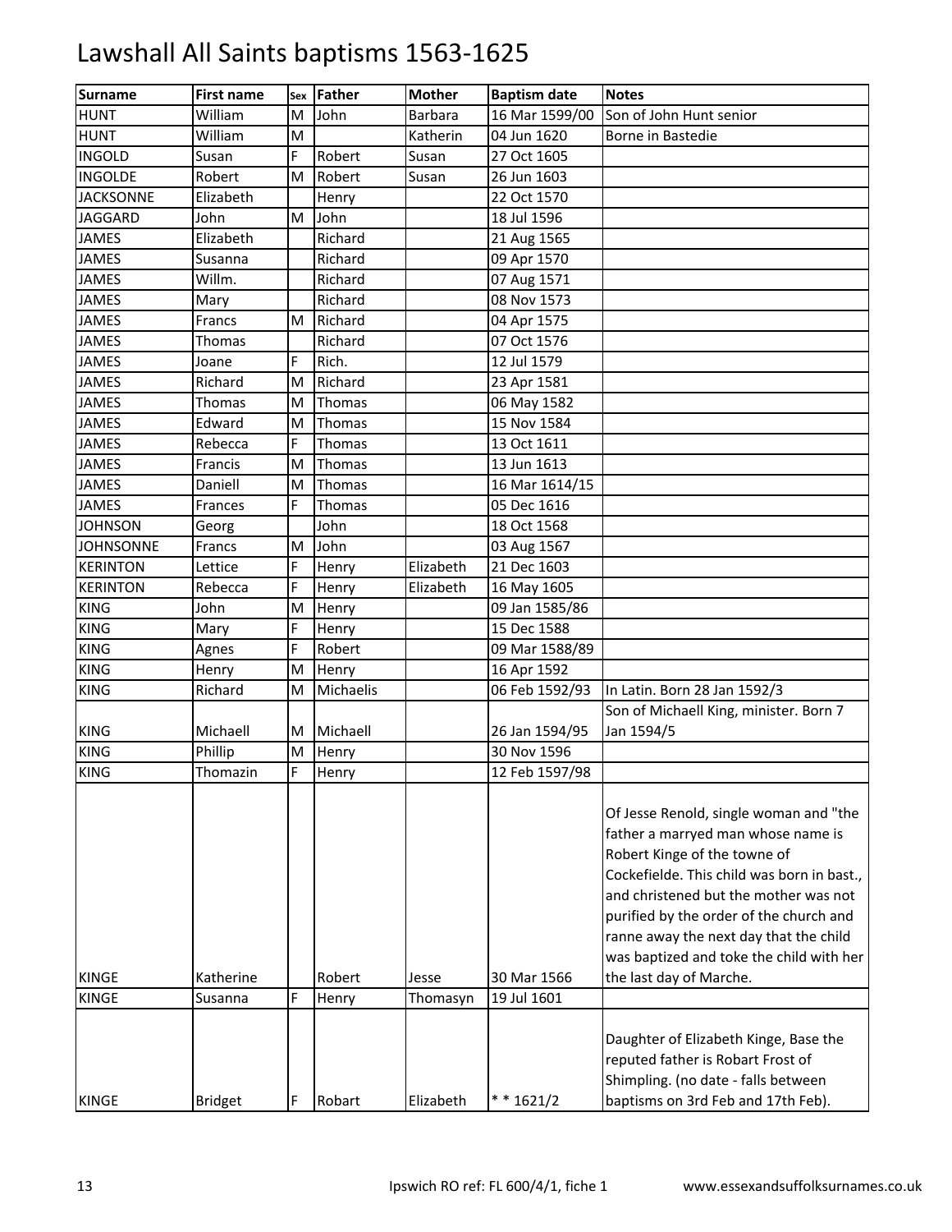# Lawshall All Saints baptisms 1563-1625

| Surname | First name | Sex | Father | Mother | Baptism date | Notes |
|---|---|---|---|---|---|---|
| HUNT | William | M | John | Barbara | 16 Mar 1599/00 | Son of John Hunt senior |
| HUNT | William | M | | Katherin | 04 Jun 1620 | Borne in Bastedie |
| INGOLD | Susan | F | Robert | Susan | 27 Oct 1605 | |
| INGOLDE | Robert | M | Robert | Susan | 26 Jun 1603 | |
| JACKSONNE | Elizabeth | | Henry | | 22 Oct 1570 | |
| JAGGARD | John | M | John | | 18 Jul 1596 | |
| JAMES | Elizabeth | | Richard | | 21 Aug 1565 | |
| JAMES | Susanna | | Richard | | 09 Apr 1570 | |
| JAMES | Willm. | | Richard | | 07 Aug 1571 | |
| JAMES | Mary | | Richard | | 08 Nov 1573 | |
| JAMES | Francs | M | Richard | | 04 Apr 1575 | |
| JAMES | Thomas | | Richard | | 07 Oct 1576 | |
| JAMES | Joane | F | Rich. | | 12 Jul 1579 | |
| JAMES | Richard | M | Richard | | 23 Apr 1581 | |
| JAMES | Thomas | M | Thomas | | 06 May 1582 | |
| JAMES | Edward | M | Thomas | | 15 Nov 1584 | |
| JAMES | Rebecca | F | Thomas | | 13 Oct 1611 | |
| JAMES | Francis | M | Thomas | | 13 Jun 1613 | |
| JAMES | Daniell | M | Thomas | | 16 Mar 1614/15 | |
| JAMES | Frances | F | Thomas | | 05 Dec 1616 | |
| JOHNSON | Georg | | John | | 18 Oct 1568 | |
| JOHNSONNE | Francs | M | John | | 03 Aug 1567 | |
| KERINTON | Lettice | F | Henry | Elizabeth | 21 Dec 1603 | |
| KERINTON | Rebecca | F | Henry | Elizabeth | 16 May 1605 | |
| KING | John | M | Henry | | 09 Jan 1585/86 | |
| KING | Mary | F | Henry | | 15 Dec 1588 | |
| KING | Agnes | F | Robert | | 09 Mar 1588/89 | |
| KING | Henry | M | Henry | | 16 Apr 1592 | |
| KING | Richard | M | Michaelis | | 06 Feb 1592/93 | In Latin. Born 28 Jan 1592/3 |
| KING | Michaell | M | Michaell | | 26 Jan 1594/95 | Son of Michaell King, minister. Born 7 Jan 1594/5 |
| KING | Phillip | M | Henry | | 30 Nov 1596 | |
| KING | Thomazin | F | Henry | | 12 Feb 1597/98 | |
| KINGE | Katherine | | Robert | Jesse | 30 Mar 1566 | Of Jesse Renold, single woman and "the father a marryed man whose name is Robert Kinge of the towne of Cockefielde. This child was born in bast., and christened but the mother was not purified by the order of the church and ranne away the next day that the child was baptized and toke the child with her the last day of Marche. |
| KINGE | Susanna | F | Henry | Thomasyn | 19 Jul 1601 | |
| KINGE | Bridget | F | Robart | Elizabeth | * * 1621/2 | Daughter of Elizabeth Kinge, Base the reputed father is Robart Frost of Shimpling. (no date - falls between baptisms on 3rd Feb and 17th Feb). |

Ipswich RO ref: FL 600/4/1, fiche 1 www.essexandsuffolksurnames.co.uk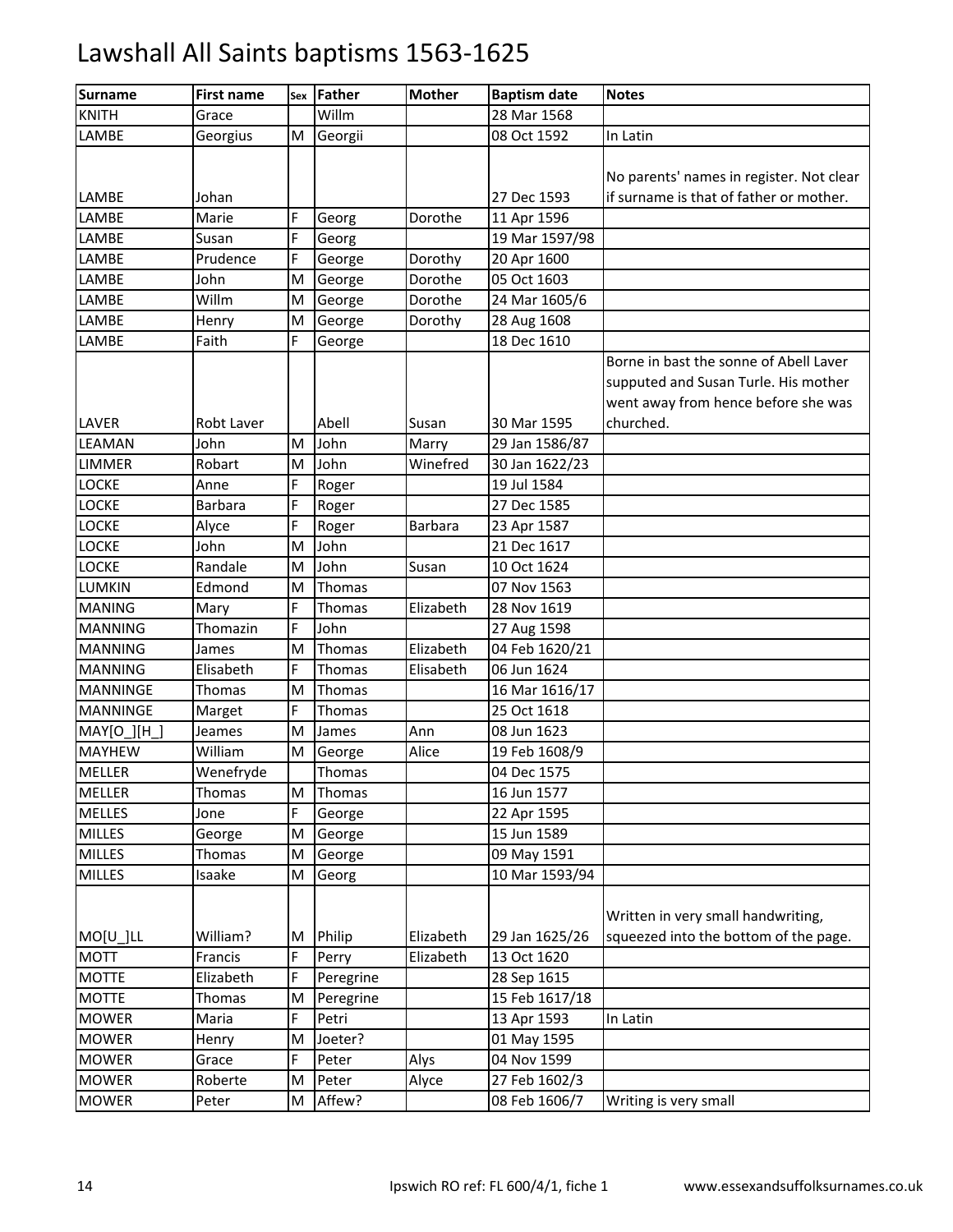# Lawshall All Saints baptisms 1563-1625

| Surname | First name | Sex | Father | Mother | Baptism date | Notes |
|---|---|---|---|---|---|---|
| KNITH | Grace | | Willm | | 28 Mar 1568 | |
| LAMBE | Georgius | M | Georgii | | 08 Oct 1592 | In Latin |
| LAMBE | Johan | | | | 27 Dec 1593 | No parents' names in register. Not clear if surname is that of father or mother. |
| LAMBE | Marie | F | Georg | Dorothe | 11 Apr 1596 | |
| LAMBE | Susan | F | Georg | | 19 Mar 1597/98 | |
| LAMBE | Prudence | F | George | Dorothy | 20 Apr 1600 | |
| LAMBE | John | M | George | Dorothe | 05 Oct 1603 | |
| LAMBE | Willm | M | George | Dorothe | 24 Mar 1605/6 | |
| LAMBE | Henry | M | George | Dorothy | 28 Aug 1608 | |
| LAMBE | Faith | F | George | | 18 Dec 1610 | |
| LAVER | Robt Laver | | Abell | Susan | 30 Mar 1595 | Borne in bast the sonne of Abell Laver supputed and Susan Turle. His mother went away from hence before she was churched. |
| LEAMAN | John | M | John | Marry | 29 Jan 1586/87 | |
| LIMMER | Robart | M | John | Winefred | 30 Jan 1622/23 | |
| LOCKE | Anne | F | Roger | | 19 Jul 1584 | |
| LOCKE | Barbara | F | Roger | | 27 Dec 1585 | |
| LOCKE | Alyce | F | Roger | Barbara | 23 Apr 1587 | |
| LOCKE | John | M | John | | 21 Dec 1617 | |
| LOCKE | Randale | M | John | Susan | 10 Oct 1624 | |
| LUMKIN | Edmond | M | Thomas | | 07 Nov 1563 | |
| MANING | Mary | F | Thomas | Elizabeth | 28 Nov 1619 | |
| MANNING | Thomazin | F | John | | 27 Aug 1598 | |
| MANNING | James | M | Thomas | Elizabeth | 04 Feb 1620/21 | |
| MANNING | Elisabeth | F | Thomas | Elisabeth | 06 Jun 1624 | |
| MANNINGE | Thomas | M | Thomas | | 16 Mar 1616/17 | |
| MANNINGE | Marget | F | Thomas | | 25 Oct 1618 | |
| MAY[O_][H_] | Jeames | M | James | Ann | 08 Jun 1623 | |
| MAYHEW | William | M | George | Alice | 19 Feb 1608/9 | |
| MELLER | Wenefryde | | Thomas | | 04 Dec 1575 | |
| MELLER | Thomas | M | Thomas | | 16 Jun 1577 | |
| MELLES | Jone | F | George | | 22 Apr 1595 | |
| MILLES | George | M | George | | 15 Jun 1589 | |
| MILLES | Thomas | M | George | | 09 May 1591 | |
| MILLES | Isaake | M | Georg | | 10 Mar 1593/94 | |
| MO[U_]LL | William? | M | Philip | Elizabeth | 29 Jan 1625/26 | Written in very small handwriting, squeezed into the bottom of the page. |
| MOTT | Francis | F | Perry | Elizabeth | 13 Oct 1620 | |
| MOTTE | Elizabeth | F | Peregrine | | 28 Sep 1615 | |
| MOTTE | Thomas | M | Peregrine | | 15 Feb 1617/18 | |
| MOWER | Maria | F | Petri | | 13 Apr 1593 | In Latin |
| MOWER | Henry | M | Joeter? | | 01 May 1595 | |
| MOWER | Grace | F | Peter | Alys | 04 Nov 1599 | |
| MOWER | Roberte | M | Peter | Alyce | 27 Feb 1602/3 | |
| MOWER | Peter | M | Affew? | | 08 Feb 1606/7 | Writing is very small |

Ipswich RO ref: FL 600/4/1, fiche 1 www.essexandsuffolksurnames.co.uk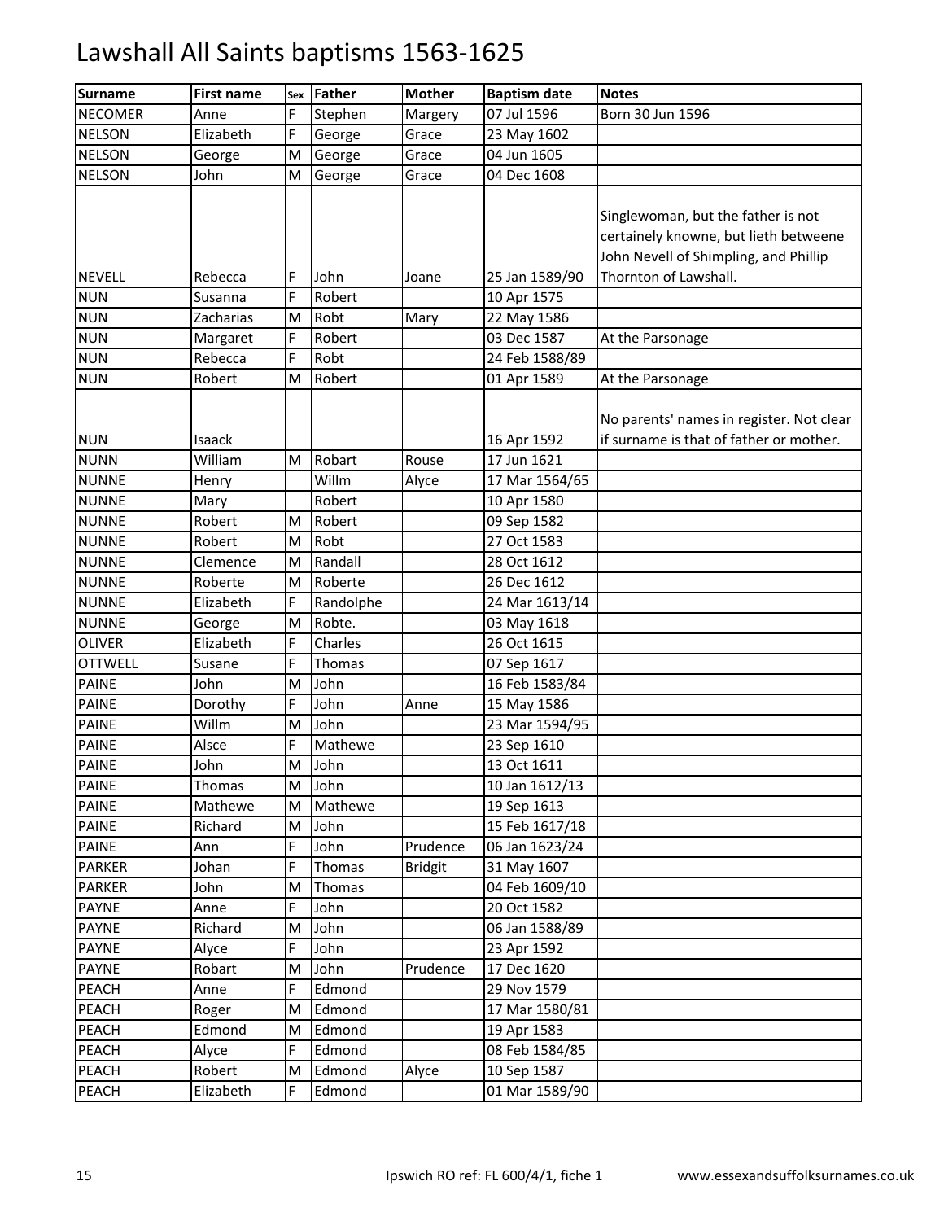# Lawshall All Saints baptisms 1563-1625

| Surname | First name | Sex | Father | Mother | Baptism date | Notes |
|---|---|---|---|---|---|---|
| NECOMER | Anne | F | Stephen | Margery | 07 Jul 1596 | Born 30 Jun 1596 |
| NELSON | Elizabeth | F | George | Grace | 23 May 1602 | |
| NELSON | George | M | George | Grace | 04 Jun 1605 | |
| NELSON | John | M | George | Grace | 04 Dec 1608 | |
| NEVELL | Rebecca | F | John | Joane | 25 Jan 1589/90 | Singlewoman, but the father is not certainely knowne, but lieth betweene John Nevell of Shimpling, and Phillip Thornton of Lawshall. |
| NUN | Susanna | F | Robert | | 10 Apr 1575 | |
| NUN | Zacharias | M | Robt | Mary | 22 May 1586 | |
| NUN | Margaret | F | Robert | | 03 Dec 1587 | At the Parsonage |
| NUN | Rebecca | F | Robt | | 24 Feb 1588/89 | |
| NUN | Robert | M | Robert | | 01 Apr 1589 | At the Parsonage |
| NUN | Isaack | | | | 16 Apr 1592 | No parents' names in register. Not clear if surname is that of father or mother. |
| NUNN | William | M | Robart | Rouse | 17 Jun 1621 | |
| NUNNE | Henry | | Willm | Alyce | 17 Mar 1564/65 | |
| NUNNE | Mary | | Robert | | 10 Apr 1580 | |
| NUNNE | Robert | M | Robert | | 09 Sep 1582 | |
| NUNNE | Robert | M | Robt | | 27 Oct 1583 | |
| NUNNE | Clemence | M | Randall | | 28 Oct 1612 | |
| NUNNE | Roberte | M | Roberte | | 26 Dec 1612 | |
| NUNNE | Elizabeth | F | Randolphe | | 24 Mar 1613/14 | |
| NUNNE | George | M | Robte. | | 03 May 1618 | |
| OLIVER | Elizabeth | F | Charles | | 26 Oct 1615 | |
| OTTWELL | Susane | F | Thomas | | 07 Sep 1617 | |
| PAINE | John | M | John | | 16 Feb 1583/84 | |
| PAINE | Dorothy | F | John | Anne | 15 May 1586 | |
| PAINE | Willm | M | John | | 23 Mar 1594/95 | |
| PAINE | Alsce | F | Mathewe | | 23 Sep 1610 | |
| PAINE | John | M | John | | 13 Oct 1611 | |
| PAINE | Thomas | M | John | | 10 Jan 1612/13 | |
| PAINE | Mathewe | M | Mathewe | | 19 Sep 1613 | |
| PAINE | Richard | M | John | | 15 Feb 1617/18 | |
| PAINE | Ann | F | John | Prudence | 06 Jan 1623/24 | |
| PARKER | Johan | F | Thomas | Bridgit | 31 May 1607 | |
| PARKER | John | M | Thomas | | 04 Feb 1609/10 | |
| PAYNE | Anne | F | John | | 20 Oct 1582 | |
| PAYNE | Richard | M | John | | 06 Jan 1588/89 | |
| PAYNE | Alyce | F | John | | 23 Apr 1592 | |
| PAYNE | Robart | M | John | Prudence | 17 Dec 1620 | |
| PEACH | Anne | F | Edmond | | 29 Nov 1579 | |
| PEACH | Roger | M | Edmond | | 17 Mar 1580/81 | |
| PEACH | Edmond | M | Edmond | | 19 Apr 1583 | |
| PEACH | Alyce | F | Edmond | | 08 Feb 1584/85 | |
| PEACH | Robert | M | Edmond | Alyce | 10 Sep 1587 | |
| PEACH | Elizabeth | F | Edmond | | 01 Mar 1589/90 | |

Ipswich RO ref: FL 600/4/1, fiche 1 www.essexandsuffolksurnames.co.uk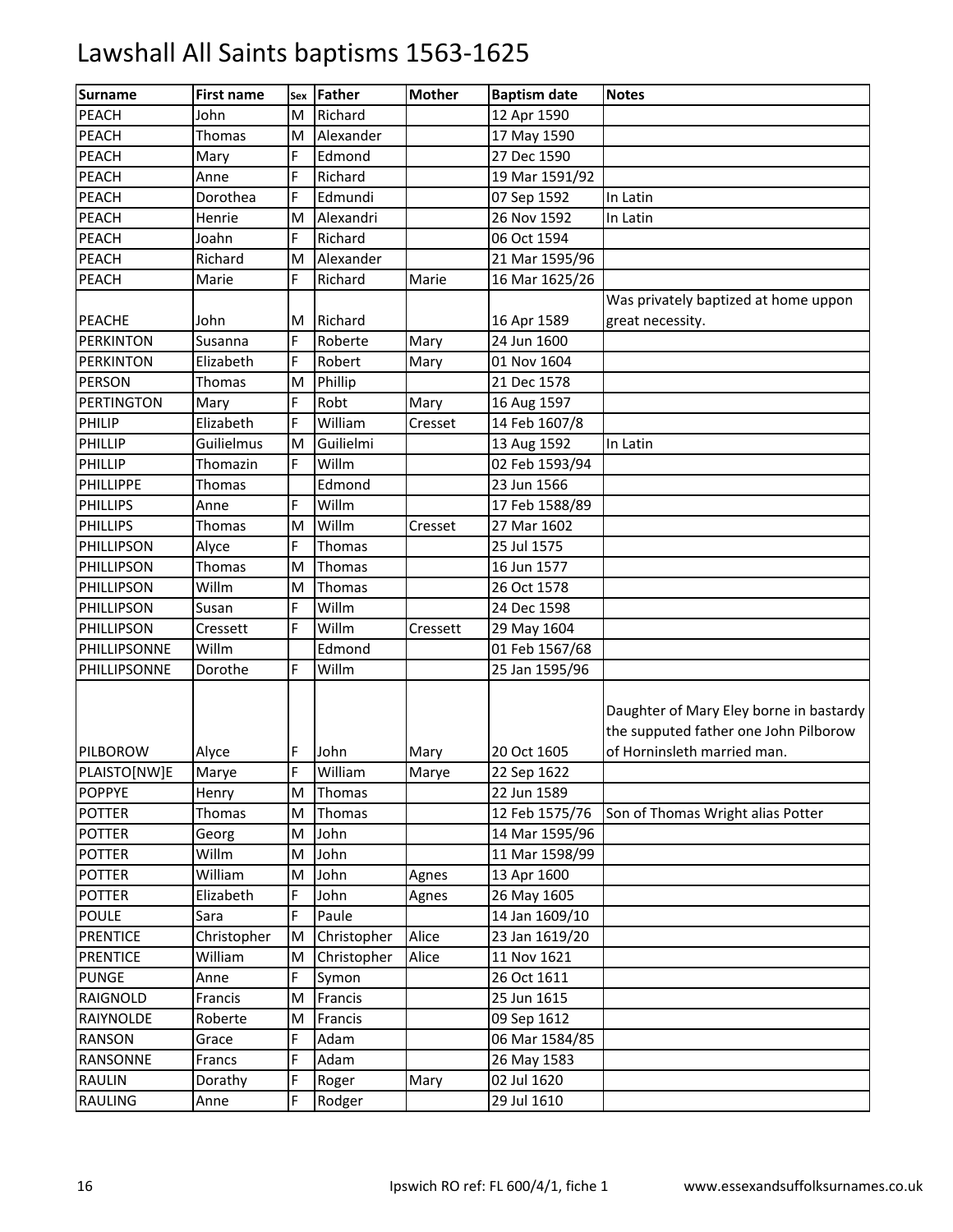# Lawshall All Saints baptisms 1563-1625

| Surname | First name | Sex | Father | Mother | Baptism date | Notes |
|---|---|---|---|---|---|---|
| PEACH | John | M | Richard | | 12 Apr 1590 | |
| PEACH | Thomas | M | Alexander | | 17 May 1590 | |
| PEACH | Mary | F | Edmond | | 27 Dec 1590 | |
| PEACH | Anne | F | Richard | | 19 Mar 1591/92 | |
| PEACH | Dorothea | F | Edmundi | | 07 Sep 1592 | In Latin |
| PEACH | Henrie | M | Alexandri | | 26 Nov 1592 | In Latin |
| PEACH | Joahn | F | Richard | | 06 Oct 1594 | |
| PEACH | Richard | M | Alexander | | 21 Mar 1595/96 | |
| PEACH | Marie | F | Richard | Marie | 16 Mar 1625/26 | |
| PEACHE | John | M | Richard | | 16 Apr 1589 | Was privately baptized at home uppon great necessity. |
| PERKINTON | Susanna | F | Roberte | Mary | 24 Jun 1600 | |
| PERKINTON | Elizabeth | F | Robert | Mary | 01 Nov 1604 | |
| PERSON | Thomas | M | Phillip | | 21 Dec 1578 | |
| PERTINGTON | Mary | F | Robt | Mary | 16 Aug 1597 | |
| PHILIP | Elizabeth | F | William | Cresset | 14 Feb 1607/8 | |
| PHILLIP | Guilielmus | M | Guilielmi | | 13 Aug 1592 | In Latin |
| PHILLIP | Thomazin | F | Willm | | 02 Feb 1593/94 | |
| PHILLIPPE | Thomas | | Edmond | | 23 Jun 1566 | |
| PHILLIPS | Anne | F | Willm | | 17 Feb 1588/89 | |
| PHILLIPS | Thomas | M | Willm | Cresset | 27 Mar 1602 | |
| PHILLIPSON | Alyce | F | Thomas | | 25 Jul 1575 | |
| PHILLIPSON | Thomas | M | Thomas | | 16 Jun 1577 | |
| PHILLIPSON | Willm | M | Thomas | | 26 Oct 1578 | |
| PHILLIPSON | Susan | F | Willm | | 24 Dec 1598 | |
| PHILLIPSON | Cressett | F | Willm | Cressett | 29 May 1604 | |
| PHILLIPSONNE | Willm | | Edmond | | 01 Feb 1567/68 | |
| PHILLIPSONNE | Dorothe | F | Willm | | 25 Jan 1595/96 | |
| PILBOROW | Alyce | F | John | Mary | 20 Oct 1605 | Daughter of Mary Eley borne in bastardy the supputed father one John Pilborow of Horninsleth married man. |
| PLAISTO[NW]E | Marye | F | William | Marye | 22 Sep 1622 | |
| POPPYE | Henry | M | Thomas | | 22 Jun 1589 | |
| POTTER | Thomas | M | Thomas | | 12 Feb 1575/76 | Son of Thomas Wright alias Potter |
| POTTER | Georg | M | John | | 14 Mar 1595/96 | |
| POTTER | Willm | M | John | | 11 Mar 1598/99 | |
| POTTER | William | M | John | Agnes | 13 Apr 1600 | |
| POTTER | Elizabeth | F | John | Agnes | 26 May 1605 | |
| POULE | Sara | F | Paule | | 14 Jan 1609/10 | |
| PRENTICE | Christopher | M | Christopher | Alice | 23 Jan 1619/20 | |
| PRENTICE | William | M | Christopher | Alice | 11 Nov 1621 | |
| PUNGE | Anne | F | Symon | | 26 Oct 1611 | |
| RAIGNOLD | Francis | M | Francis | | 25 Jun 1615 | |
| RAIYNOLDE | Roberte | M | Francis | | 09 Sep 1612 | |
| RANSON | Grace | F | Adam | | 06 Mar 1584/85 | |
| RANSONNE | Francs | F | Adam | | 26 May 1583 | |
| RAULIN | Dorathy | F | Roger | Mary | 02 Jul 1620 | |
| RAULING | Anne | F | Rodger | | 29 Jul 1610 | |

Ipswich RO ref: FL 600/4/1, fiche 1 www.essexandsuffolksurnames.co.uk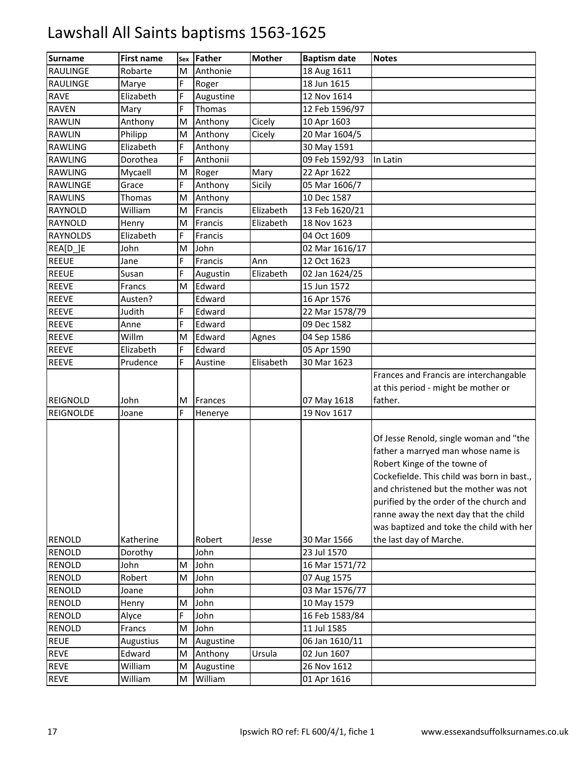# Lawshall All Saints baptisms 1563-1625

| Surname | First name | Sex | Father | Mother | Baptism date | Notes |
|---|---|---|---|---|---|---|
| RAULINGE | Robarte | M | Anthonie | | 18 Aug 1611 | |
| RAULINGE | Marye | F | Roger | | 18 Jun 1615 | |
| RAVE | Elizabeth | F | Augustine | | 12 Nov 1614 | |
| RAVEN | Mary | F | Thomas | | 12 Feb 1596/97 | |
| RAWLIN | Anthony | M | Anthony | Cicely | 10 Apr 1603 | |
| RAWLIN | Philipp | M | Anthony | Cicely | 20 Mar 1604/5 | |
| RAWLING | Elizabeth | F | Anthony | | 30 May 1591 | |
| RAWLING | Dorothea | F | Anthonii | | 09 Feb 1592/93 | In Latin |
| RAWLING | Mycaell | M | Roger | Mary | 22 Apr 1622 | |
| RAWLINGE | Grace | F | Anthony | Sicily | 05 Mar 1606/7 | |
| RAWLINS | Thomas | M | Anthony | | 10 Dec 1587 | |
| RAYNOLD | William | M | Francis | Elizabeth | 13 Feb 1620/21 | |
| RAYNOLD | Henry | M | Francis | Elizabeth | 18 Nov 1623 | |
| RAYNOLDS | Elizabeth | F | Francis | | 04 Oct 1609 | |
| REA[D_]E | John | M | John | | 02 Mar 1616/17 | |
| REEUE | Jane | F | Francis | Ann | 12 Oct 1623 | |
| REEUE | Susan | F | Augustin | Elizabeth | 02 Jan 1624/25 | |
| REEVE | Francs | M | Edward | | 15 Jun 1572 | |
| REEVE | Austen? | | Edward | | 16 Apr 1576 | |
| REEVE | Judith | F | Edward | | 22 Mar 1578/79 | |
| REEVE | Anne | F | Edward | | 09 Dec 1582 | |
| REEVE | Willm | M | Edward | Agnes | 04 Sep 1586 | |
| REEVE | Elizabeth | F | Edward | | 05 Apr 1590 | |
| REEVE | Prudence | F | Austine | Elisabeth | 30 Mar 1623 | |
| REIGNOLD | John | M | Frances | | 07 May 1618 | Frances and Francis are interchangable at this period - might be mother or father. |
| REIGNOLDE | Joane | F | Henerye | | 19 Nov 1617 | |
| RENOLD | Katherine | | Robert | Jesse | 30 Mar 1566 | Of Jesse Renold, single woman and "the father a marryed man whose name is Robert Kinge of the towne of Cockefielde. This child was born in bast., and christened but the mother was not purified by the order of the church and ranne away the next day that the child was baptized and toke the child with her the last day of Marche. |
| RENOLD | Dorothy | | John | | 23 Jul 1570 | |
| RENOLD | John | M | John | | 16 Mar 1571/72 | |
| RENOLD | Robert | M | John | | 07 Aug 1575 | |
| RENOLD | Joane | | John | | 03 Mar 1576/77 | |
| RENOLD | Henry | M | John | | 10 May 1579 | |
| RENOLD | Alyce | F | John | | 16 Feb 1583/84 | |
| RENOLD | Francs | M | John | | 11 Jul 1585 | |
| REUE | Augustius | M | Augustine | | 06 Jan 1610/11 | |
| REVE | Edward | M | Anthony | Ursula | 02 Jun 1607 | |
| REVE | William | M | Augustine | | 26 Nov 1612 | |
| REVE | William | M | William | | 01 Apr 1616 | |

Ipswich RO ref: FL 600/4/1, fiche 1 www.essexandsuffolksurnames.co.uk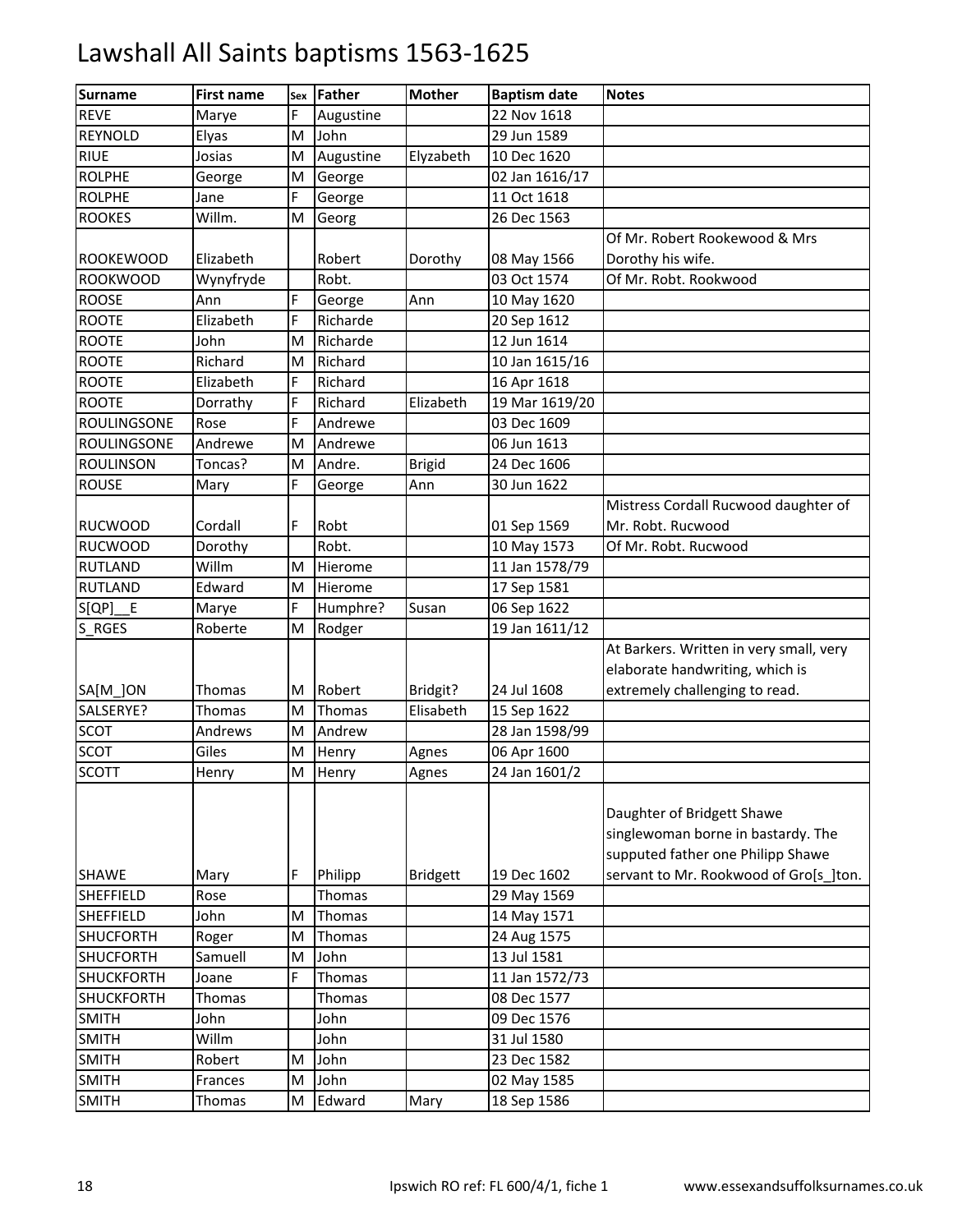# Lawshall All Saints baptisms 1563-1625

| Surname | First name | Sex | Father | Mother | Baptism date | Notes |
|---|---|---|---|---|---|---|
| REVE | Marye | F | Augustine | | 22 Nov 1618 | |
| REYNOLD | Elyas | M | John | | 29 Jun 1589 | |
| RIUE | Josias | M | Augustine | Elyzabeth | 10 Dec 1620 | |
| ROLPHE | George | M | George | | 02 Jan 1616/17 | |
| ROLPHE | Jane | F | George | | 11 Oct 1618 | |
| ROOKES | Willm. | M | Georg | | 26 Dec 1563 | |
| ROOKEWOOD | Elizabeth | | Robert | Dorothy | 08 May 1566 | Of Mr. Robert Rookewood & Mrs Dorothy his wife. |
| ROOKWOOD | Wynyfryde | | Robt. | | 03 Oct 1574 | Of Mr. Robt. Rookwood |
| ROOSE | Ann | F | George | Ann | 10 May 1620 | |
| ROOTE | Elizabeth | F | Richarde | | 20 Sep 1612 | |
| ROOTE | John | M | Richarde | | 12 Jun 1614 | |
| ROOTE | Richard | M | Richard | | 10 Jan 1615/16 | |
| ROOTE | Elizabeth | F | Richard | | 16 Apr 1618 | |
| ROOTE | Dorrathy | F | Richard | Elizabeth | 19 Mar 1619/20 | |
| ROULINGSONE | Rose | F | Andrewe | | 03 Dec 1609 | |
| ROULINGSONE | Andrewe | M | Andrewe | | 06 Jun 1613 | |
| ROULINSON | Toncas? | M | Andre. | Brigid | 24 Dec 1606 | |
| ROUSE | Mary | F | George | Ann | 30 Jun 1622 | |
| RUCWOOD | Cordall | F | Robt | | 01 Sep 1569 | Mistress Cordall Rucwood daughter of Mr. Robt. Rucwood |
| RUCWOOD | Dorothy | | Robt. | | 10 May 1573 | Of Mr. Robt. Rucwood |
| RUTLAND | Willm | M | Hierome | | 11 Jan 1578/79 | |
| RUTLAND | Edward | M | Hierome | | 17 Sep 1581 | |
| S[QP]__E | Marye | F | Humphre? | Susan | 06 Sep 1622 | |
| S_RGES | Roberte | M | Rodger | | 19 Jan 1611/12 | |
| SA[M_]ON | Thomas | M | Robert | Bridgit? | 24 Jul 1608 | At Barkers. Written in very small, very elaborate handwriting, which is extremely challenging to read. |
| SALSERYE? | Thomas | M | Thomas | Elisabeth | 15 Sep 1622 | |
| SCOT | Andrews | M | Andrew | | 28 Jan 1598/99 | |
| SCOT | Giles | M | Henry | Agnes | 06 Apr 1600 | |
| SCOTT | Henry | M | Henry | Agnes | 24 Jan 1601/2 | |
| SHAWE | Mary | F | Philipp | Bridgett | 19 Dec 1602 | Daughter of Bridgett Shawe singlewoman borne in bastardy. The supputed father one Philipp Shawe servant to Mr. Rookwood of Gro[s_]ton. |
| SHEFFIELD | Rose | | Thomas | | 29 May 1569 | |
| SHEFFIELD | John | M | Thomas | | 14 May 1571 | |
| SHUCFORTH | Roger | M | Thomas | | 24 Aug 1575 | |
| SHUCFORTH | Samuell | M | John | | 13 Jul 1581 | |
| SHUCKFORTH | Joane | F | Thomas | | 11 Jan 1572/73 | |
| SHUCKFORTH | Thomas | | Thomas | | 08 Dec 1577 | |
| SMITH | John | | John | | 09 Dec 1576 | |
| SMITH | Willm | | John | | 31 Jul 1580 | |
| SMITH | Robert | M | John | | 23 Dec 1582 | |
| SMITH | Frances | M | John | | 02 May 1585 | |
| SMITH | Thomas | M | Edward | Mary | 18 Sep 1586 | |

Ipswich RO ref: FL 600/4/1, fiche 1 www.essexandsuffolksurnames.co.uk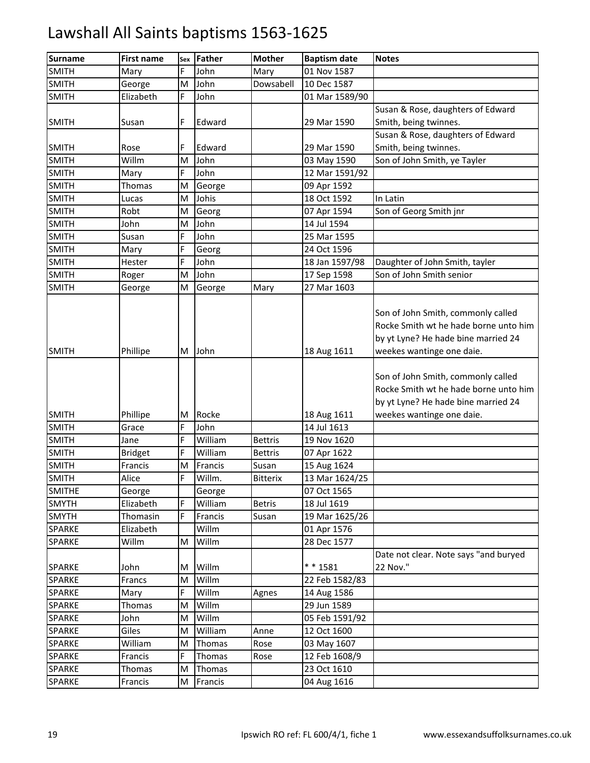# Lawshall All Saints baptisms 1563-1625

| Surname | First name | Sex | Father | Mother | Baptism date | Notes |
|---|---|---|---|---|---|---|
| SMITH | Mary | F | John | Mary | 01 Nov 1587 | |
| SMITH | George | M | John | Dowsabell | 10 Dec 1587 | |
| SMITH | Elizabeth | F | John | | 01 Mar 1589/90 | |
| SMITH | Susan | F | Edward | | 29 Mar 1590 | Susan & Rose, daughters of Edward Smith, being twinnes. |
| SMITH | Rose | F | Edward | | 29 Mar 1590 | Susan & Rose, daughters of Edward Smith, being twinnes. |
| SMITH | Willm | M | John | | 03 May 1590 | Son of John Smith, ye Tayler |
| SMITH | Mary | F | John | | 12 Mar 1591/92 | |
| SMITH | Thomas | M | George | | 09 Apr 1592 | |
| SMITH | Lucas | M | Johis | | 18 Oct 1592 | In Latin |
| SMITH | Robt | M | Georg | | 07 Apr 1594 | Son of Georg Smith jnr |
| SMITH | John | M | John | | 14 Jul 1594 | |
| SMITH | Susan | F | John | | 25 Mar 1595 | |
| SMITH | Mary | F | Georg | | 24 Oct 1596 | |
| SMITH | Hester | F | John | | 18 Jan 1597/98 | Daughter of John Smith, tayler |
| SMITH | Roger | M | John | | 17 Sep 1598 | Son of John Smith senior |
| SMITH | George | M | George | Mary | 27 Mar 1603 | |
| SMITH | Phillipe | M | John | | 18 Aug 1611 | Son of John Smith, commonly called Rocke Smith wt he hade borne unto him by yt Lyne? He hade bine married 24 weekes wantinge one daie. |
| SMITH | Phillipe | M | Rocke | | 18 Aug 1611 | Son of John Smith, commonly called Rocke Smith wt he hade borne unto him by yt Lyne? He hade bine married 24 weekes wantinge one daie. |
| SMITH | Grace | F | John | | 14 Jul 1613 | |
| SMITH | Jane | F | William | Bettris | 19 Nov 1620 | |
| SMITH | Bridget | F | William | Bettris | 07 Apr 1622 | |
| SMITH | Francis | M | Francis | Susan | 15 Aug 1624 | |
| SMITH | Alice | F | Willm. | Bitterix | 13 Mar 1624/25 | |
| SMITHE | George | | George | | 07 Oct 1565 | |
| SMYTH | Elizabeth | F | William | Betris | 18 Jul 1619 | |
| SMYTH | Thomasin | F | Francis | Susan | 19 Mar 1625/26 | |
| SPARKE | Elizabeth | | Willm | | 01 Apr 1576 | |
| SPARKE | Willm | M | Willm | | 28 Dec 1577 | |
| SPARKE | John | M | Willm | | * * 1581 | Date not clear. Note says "and buryed 22 Nov." |
| SPARKE | Francs | M | Willm | | 22 Feb 1582/83 | |
| SPARKE | Mary | F | Willm | Agnes | 14 Aug 1586 | |
| SPARKE | Thomas | M | Willm | | 29 Jun 1589 | |
| SPARKE | John | M | Willm | | 05 Feb 1591/92 | |
| SPARKE | Giles | M | William | Anne | 12 Oct 1600 | |
| SPARKE | William | M | Thomas | Rose | 03 May 1607 | |
| SPARKE | Francis | F | Thomas | Rose | 12 Feb 1608/9 | |
| SPARKE | Thomas | M | Thomas | | 23 Oct 1610 | |
| SPARKE | Francis | M | Francis | | 04 Aug 1616 | |

Ipswich RO ref: FL 600/4/1, fiche 1 www.essexandsuffolksurnames.co.uk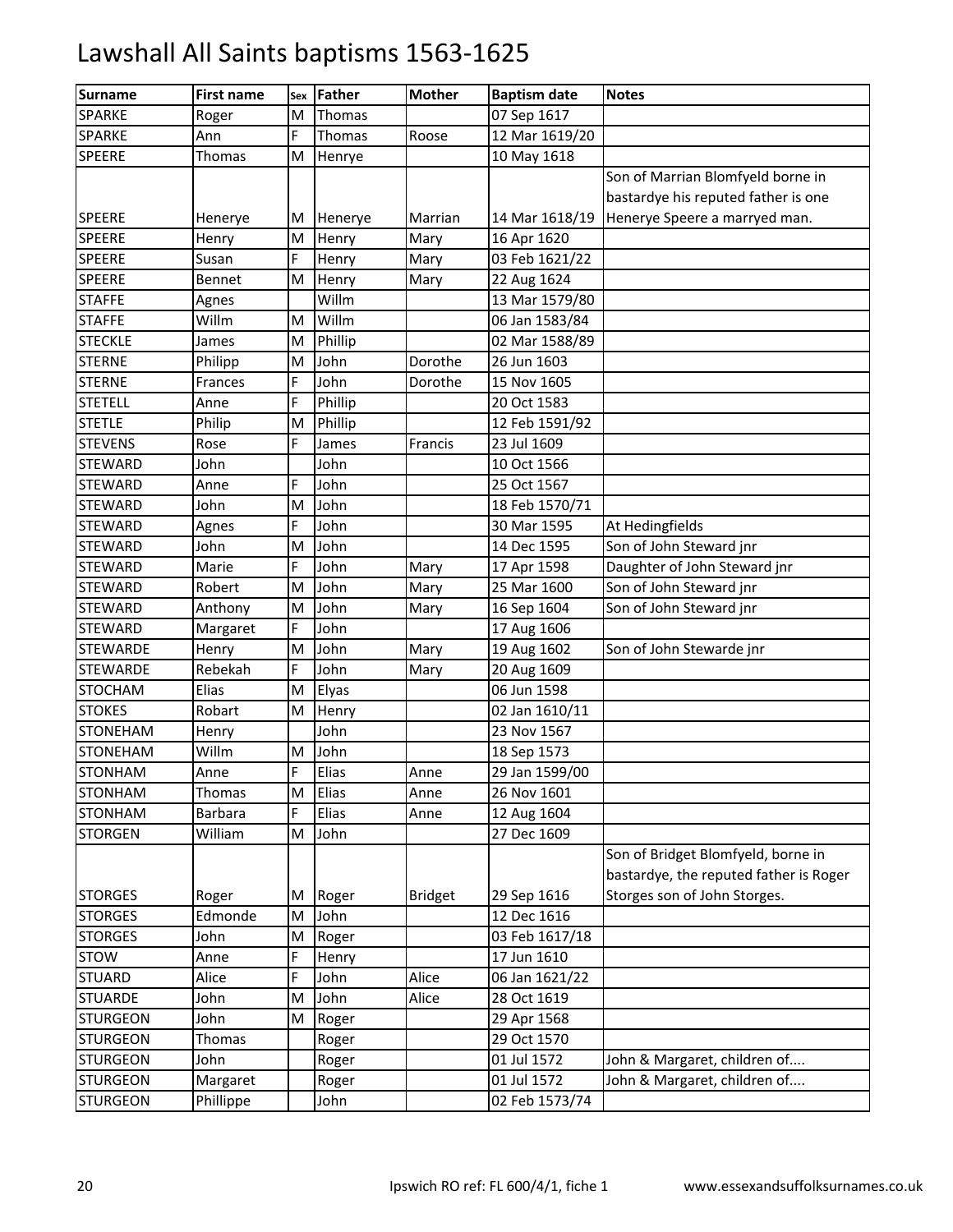# Lawshall All Saints baptisms 1563-1625

| Surname | First name | Sex | Father | Mother | Baptism date | Notes |
|---|---|---|---|---|---|---|
| SPARKE | Roger | M | Thomas | | 07 Sep 1617 | |
| SPARKE | Ann | F | Thomas | Roose | 12 Mar 1619/20 | |
| SPEERE | Thomas | M | Henrye | | 10 May 1618 | |
| SPEERE | Henerye | M | Henerye | Marrian | 14 Mar 1618/19 | Son of Marrian Blomfyeld borne in bastardye his reputed father is one Henerye Speere a marryed man. |
| SPEERE | Henry | M | Henry | Mary | 16 Apr 1620 | |
| SPEERE | Susan | F | Henry | Mary | 03 Feb 1621/22 | |
| SPEERE | Bennet | M | Henry | Mary | 22 Aug 1624 | |
| STAFFE | Agnes | | Willm | | 13 Mar 1579/80 | |
| STAFFE | Willm | M | Willm | | 06 Jan 1583/84 | |
| STECKLE | James | M | Phillip | | 02 Mar 1588/89 | |
| STERNE | Philipp | M | John | Dorothe | 26 Jun 1603 | |
| STERNE | Frances | F | John | Dorothe | 15 Nov 1605 | |
| STETELL | Anne | F | Phillip | | 20 Oct 1583 | |
| STETLE | Philip | M | Phillip | | 12 Feb 1591/92 | |
| STEVENS | Rose | F | James | Francis | 23 Jul 1609 | |
| STEWARD | John | | John | | 10 Oct 1566 | |
| STEWARD | Anne | F | John | | 25 Oct 1567 | |
| STEWARD | John | M | John | | 18 Feb 1570/71 | |
| STEWARD | Agnes | F | John | | 30 Mar 1595 | At Hedingfields |
| STEWARD | John | M | John | | 14 Dec 1595 | Son of John Steward jnr |
| STEWARD | Marie | F | John | Mary | 17 Apr 1598 | Daughter of John Steward jnr |
| STEWARD | Robert | M | John | Mary | 25 Mar 1600 | Son of John Steward jnr |
| STEWARD | Anthony | M | John | Mary | 16 Sep 1604 | Son of John Steward jnr |
| STEWARD | Margaret | F | John | | 17 Aug 1606 | |
| STEWARDE | Henry | M | John | Mary | 19 Aug 1602 | Son of John Stewarde jnr |
| STEWARDE | Rebekah | F | John | Mary | 20 Aug 1609 | |
| STOCHAM | Elias | M | Elyas | | 06 Jun 1598 | |
| STOKES | Robart | M | Henry | | 02 Jan 1610/11 | |
| STONEHAM | Henry | | John | | 23 Nov 1567 | |
| STONEHAM | Willm | M | John | | 18 Sep 1573 | |
| STONHAM | Anne | F | Elias | Anne | 29 Jan 1599/00 | |
| STONHAM | Thomas | M | Elias | Anne | 26 Nov 1601 | |
| STONHAM | Barbara | F | Elias | Anne | 12 Aug 1604 | |
| STORGEN | William | M | John | | 27 Dec 1609 | |
| STORGES | Roger | M | Roger | Bridget | 29 Sep 1616 | Son of Bridget Blomfyeld, borne in bastardye, the reputed father is Roger Storges son of John Storges. |
| STORGES | Edmonde | M | John | | 12 Dec 1616 | |
| STORGES | John | M | Roger | | 03 Feb 1617/18 | |
| STOW | Anne | F | Henry | | 17 Jun 1610 | |
| STUARD | Alice | F | John | Alice | 06 Jan 1621/22 | |
| STUARDE | John | M | John | Alice | 28 Oct 1619 | |
| STURGEON | John | M | Roger | | 29 Apr 1568 | |
| STURGEON | Thomas | | Roger | | 29 Oct 1570 | |
| STURGEON | John | | Roger | | 01 Jul 1572 | John & Margaret, children of.... |
| STURGEON | Margaret | | Roger | | 01 Jul 1572 | John & Margaret, children of.... |
| STURGEON | Phillippe | | John | | 02 Feb 1573/74 | |

Ipswich RO ref: FL 600/4/1, fiche 1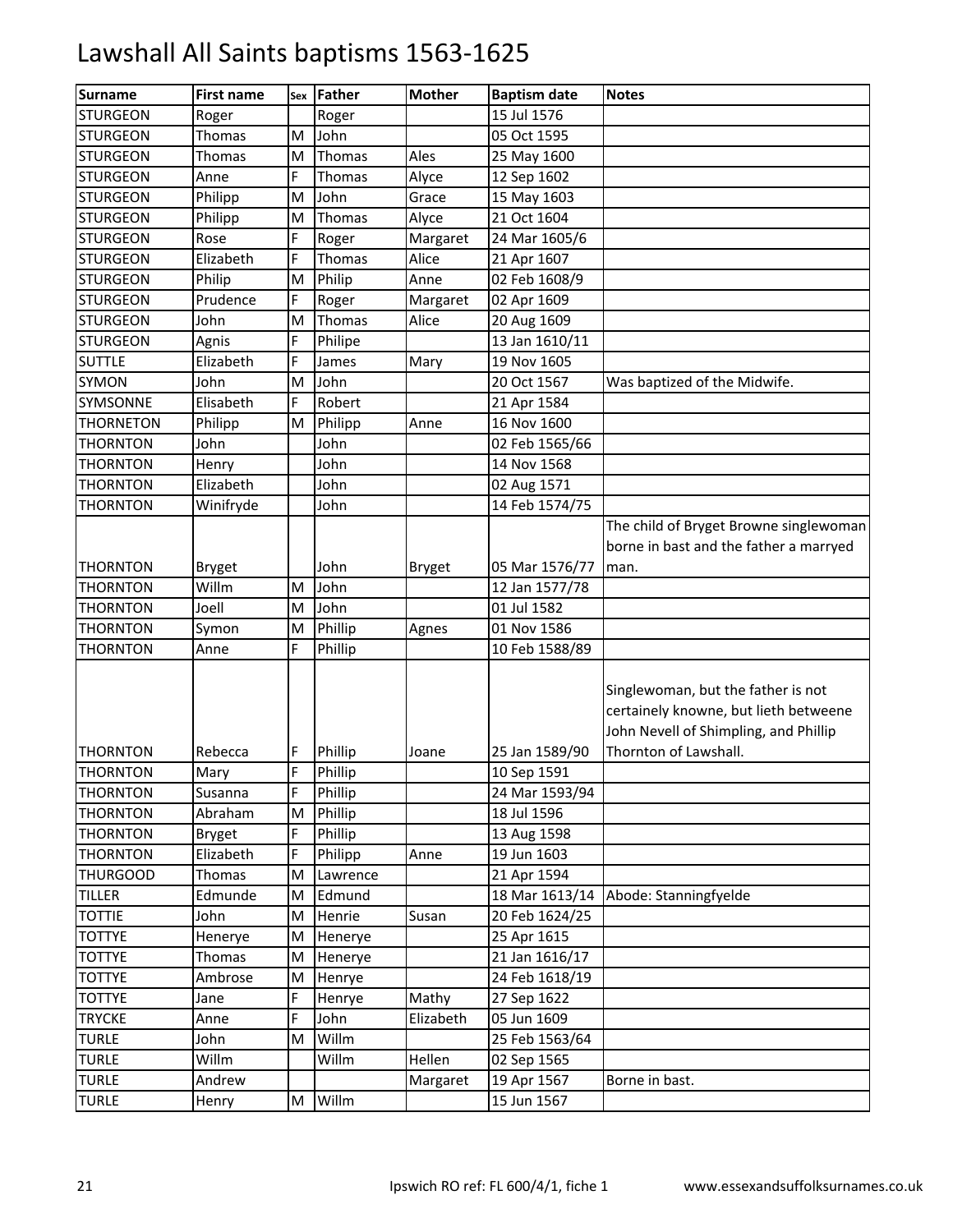# Lawshall All Saints baptisms 1563-1625

| Surname | First name | Sex | Father | Mother | Baptism date | Notes |
|---|---|---|---|---|---|---|
| STURGEON | Roger | | Roger | | 15 Jul 1576 | |
| STURGEON | Thomas | M | John | | 05 Oct 1595 | |
| STURGEON | Thomas | M | Thomas | Ales | 25 May 1600 | |
| STURGEON | Anne | F | Thomas | Alyce | 12 Sep 1602 | |
| STURGEON | Philipp | M | John | Grace | 15 May 1603 | |
| STURGEON | Philipp | M | Thomas | Alyce | 21 Oct 1604 | |
| STURGEON | Rose | F | Roger | Margaret | 24 Mar 1605/6 | |
| STURGEON | Elizabeth | F | Thomas | Alice | 21 Apr 1607 | |
| STURGEON | Philip | M | Philip | Anne | 02 Feb 1608/9 | |
| STURGEON | Prudence | F | Roger | Margaret | 02 Apr 1609 | |
| STURGEON | John | M | Thomas | Alice | 20 Aug 1609 | |
| STURGEON | Agnis | F | Philipe | | 13 Jan 1610/11 | |
| SUTTLE | Elizabeth | F | James | Mary | 19 Nov 1605 | |
| SYMON | John | M | John | | 20 Oct 1567 | Was baptized of the Midwife. |
| SYMSONNE | Elisabeth | F | Robert | | 21 Apr 1584 | |
| THORNETON | Philipp | M | Philipp | Anne | 16 Nov 1600 | |
| THORNTON | John | | John | | 02 Feb 1565/66 | |
| THORNTON | Henry | | John | | 14 Nov 1568 | |
| THORNTON | Elizabeth | | John | | 02 Aug 1571 | |
| THORNTON | Winifryde | | John | | 14 Feb 1574/75 | |
| THORNTON | Bryget | | John | Bryget | 05 Mar 1576/77 | The child of Bryget Browne singlewoman borne in bast and the father a marryed man. |
| THORNTON | Willm | M | John | | 12 Jan 1577/78 | |
| THORNTON | Joell | M | John | | 01 Jul 1582 | |
| THORNTON | Symon | M | Phillip | Agnes | 01 Nov 1586 | |
| THORNTON | Anne | F | Phillip | | 10 Feb 1588/89 | |
| THORNTON | Rebecca | F | Phillip | Joane | 25 Jan 1589/90 | Singlewoman, but the father is not certainely knowne, but lieth betweene John Nevell of Shimpling, and Phillip Thornton of Lawshall. |
| THORNTON | Mary | F | Phillip | | 10 Sep 1591 | |
| THORNTON | Susanna | F | Phillip | | 24 Mar 1593/94 | |
| THORNTON | Abraham | M | Phillip | | 18 Jul 1596 | |
| THORNTON | Bryget | F | Phillip | | 13 Aug 1598 | |
| THORNTON | Elizabeth | F | Philipp | Anne | 19 Jun 1603 | |
| THURGOOD | Thomas | M | Lawrence | | 21 Apr 1594 | |
| TILLER | Edmunde | M | Edmund | | 18 Mar 1613/14 | Abode: Stanningfyelde |
| TOTTIE | John | M | Henrie | Susan | 20 Feb 1624/25 | |
| TOTTYE | Henerye | M | Henerye | | 25 Apr 1615 | |
| TOTTYE | Thomas | M | Henerye | | 21 Jan 1616/17 | |
| TOTTYE | Ambrose | M | Henrye | | 24 Feb 1618/19 | |
| TOTTYE | Jane | F | Henrye | Mathy | 27 Sep 1622 | |
| TRYCKE | Anne | F | John | Elizabeth | 05 Jun 1609 | |
| TURLE | John | M | Willm | | 25 Feb 1563/64 | |
| TURLE | Willm | | Willm | Hellen | 02 Sep 1565 | |
| TURLE | Andrew | | | Margaret | 19 Apr 1567 | Borne in bast. |
| TURLE | Henry | M | Willm | | 15 Jun 1567 | |

Ipswich RO ref: FL 600/4/1, fiche 1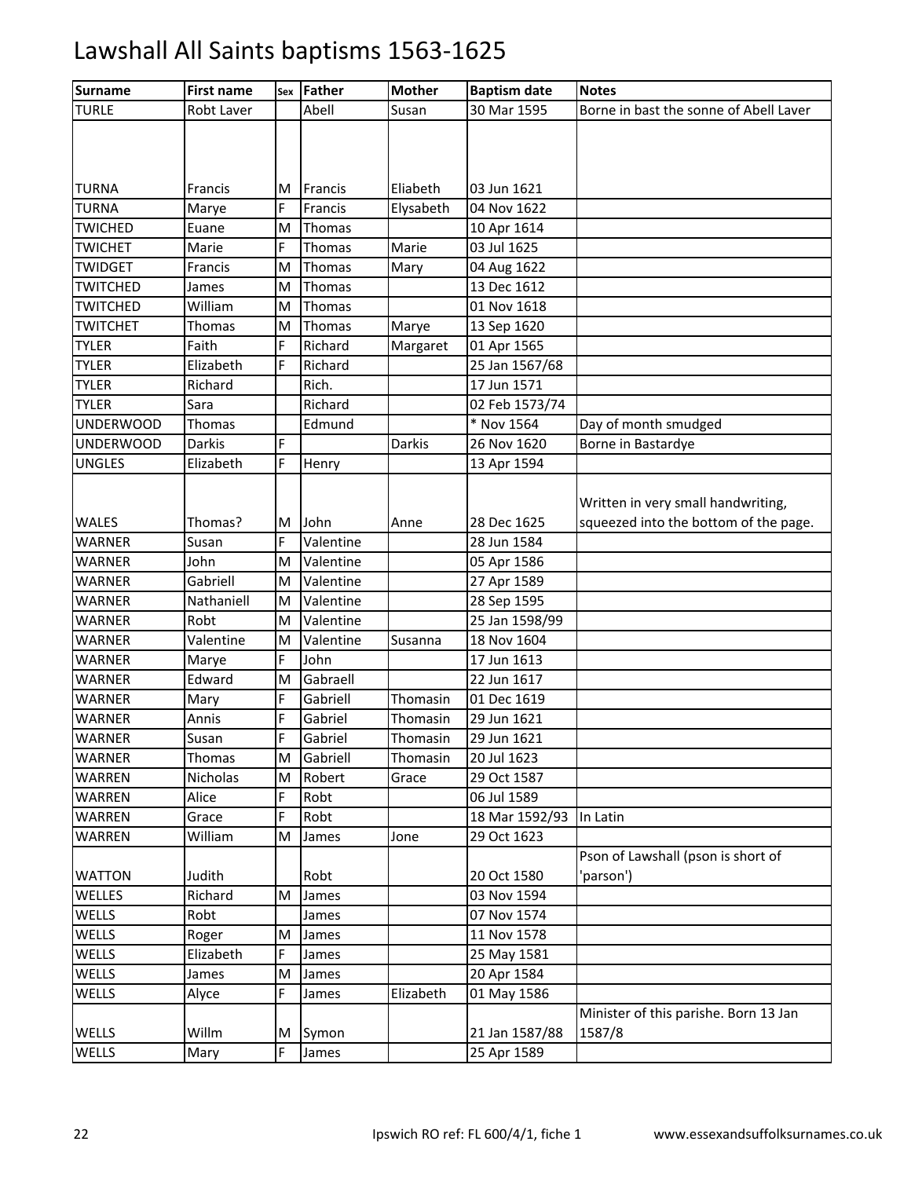# Lawshall All Saints baptisms 1563-1625

| Surname | First name | Sex | Father | Mother | Baptism date | Notes |
|---|---|---|---|---|---|---|
| TURLE | Robt Laver | | Abell | Susan | 30 Mar 1595 | Borne in bast the sonne of Abell Laver |
| TURNA | Francis | M | Francis | Eliabeth | 03 Jun 1621 | |
| TURNA | Marye | F | Francis | Elysabeth | 04 Nov 1622 | |
| TWICHED | Euane | M | Thomas | | 10 Apr 1614 | |
| TWICHET | Marie | F | Thomas | Marie | 03 Jul 1625 | |
| TWIDGET | Francis | M | Thomas | Mary | 04 Aug 1622 | |
| TWITCHED | James | M | Thomas | | 13 Dec 1612 | |
| TWITCHED | William | M | Thomas | | 01 Nov 1618 | |
| TWITCHET | Thomas | M | Thomas | Marye | 13 Sep 1620 | |
| TYLER | Faith | F | Richard | Margaret | 01 Apr 1565 | |
| TYLER | Elizabeth | F | Richard | | 25 Jan 1567/68 | |
| TYLER | Richard | | Rich. | | 17 Jun 1571 | |
| TYLER | Sara | | Richard | | 02 Feb 1573/74 | |
| UNDERWOOD | Thomas | | Edmund | | * Nov 1564 | Day of month smudged |
| UNDERWOOD | Darkis | F | | Darkis | 26 Nov 1620 | Borne in Bastardye |
| UNGLES | Elizabeth | F | Henry | | 13 Apr 1594 | |
| WALES | Thomas? | M | John | Anne | 28 Dec 1625 | Written in very small handwriting, squeezed into the bottom of the page. |
| WARNER | Susan | F | Valentine | | 28 Jun 1584 | |
| WARNER | John | M | Valentine | | 05 Apr 1586 | |
| WARNER | Gabriell | M | Valentine | | 27 Apr 1589 | |
| WARNER | Nathaniell | M | Valentine | | 28 Sep 1595 | |
| WARNER | Robt | M | Valentine | | 25 Jan 1598/99 | |
| WARNER | Valentine | M | Valentine | Susanna | 18 Nov 1604 | |
| WARNER | Marye | F | John | | 17 Jun 1613 | |
| WARNER | Edward | M | Gabraell | | 22 Jun 1617 | |
| WARNER | Mary | F | Gabriell | Thomasin | 01 Dec 1619 | |
| WARNER | Annis | F | Gabriel | Thomasin | 29 Jun 1621 | |
| WARNER | Susan | F | Gabriel | Thomasin | 29 Jun 1621 | |
| WARNER | Thomas | M | Gabriell | Thomasin | 20 Jul 1623 | |
| WARREN | Nicholas | M | Robert | Grace | 29 Oct 1587 | |
| WARREN | Alice | F | Robt | | 06 Jul 1589 | |
| WARREN | Grace | F | Robt | | 18 Mar 1592/93 | In Latin |
| WARREN | William | M | James | Jone | 29 Oct 1623 | |
| WATTON | Judith | | Robt | | 20 Oct 1580 | Pson of Lawshall (pson is short of 'parson') |
| WELLES | Richard | M | James | | 03 Nov 1594 | |
| WELLS | Robt | | James | | 07 Nov 1574 | |
| WELLS | Roger | M | James | | 11 Nov 1578 | |
| WELLS | Elizabeth | F | James | | 25 May 1581 | |
| WELLS | James | M | James | | 20 Apr 1584 | |
| WELLS | Alyce | F | James | Elizabeth | 01 May 1586 | |
| WELLS | Willm | M | Symon | | 21 Jan 1587/88 | Minister of this parishe. Born 13 Jan 1587/8 |
| WELLS | Mary | F | James | | 25 Apr 1589 | |

Ipswich RO ref: FL 600/4/1, fiche 1

www.essexandsuffolksurnames.co.uk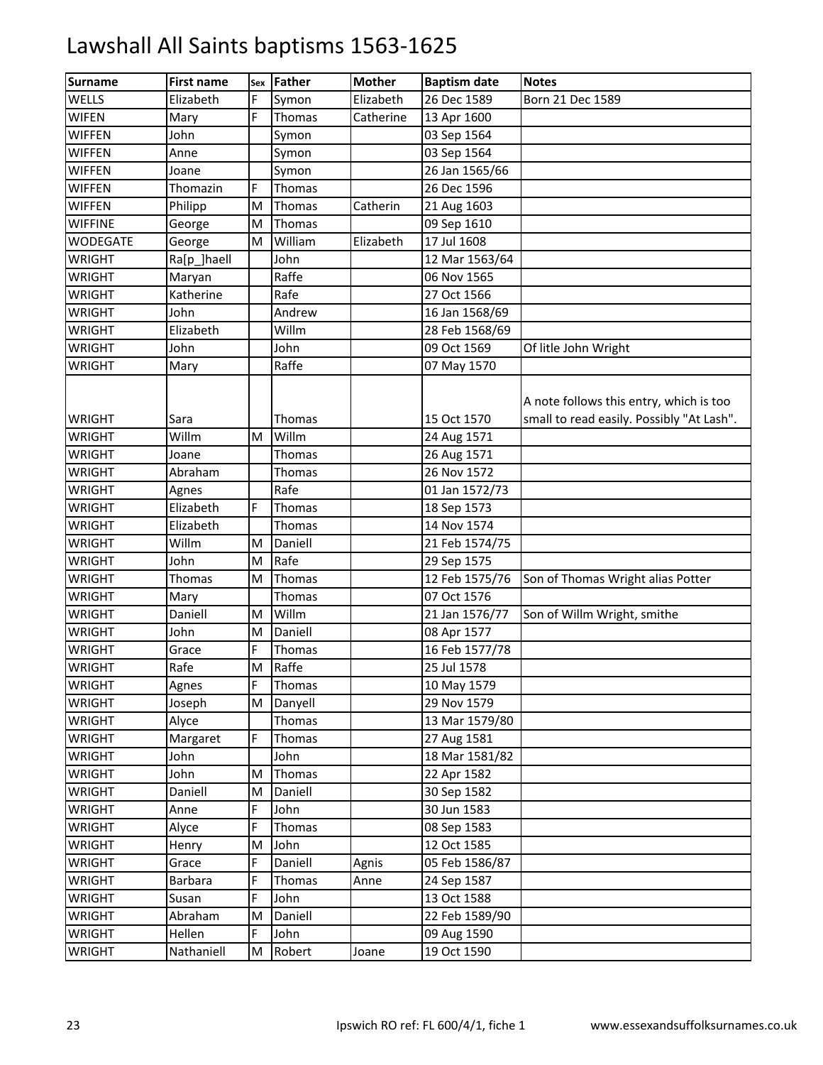# Lawshall All Saints baptisms 1563-1625

| Surname | First name | Sex | Father | Mother | Baptism date | Notes |
|---|---|---|---|---|---|---|
| WELLS | Elizabeth | F | Symon | Elizabeth | 26 Dec 1589 | Born 21 Dec 1589 |
| WIFEN | Mary | F | Thomas | Catherine | 13 Apr 1600 | |
| WIFFEN | John | | Symon | | 03 Sep 1564 | |
| WIFFEN | Anne | | Symon | | 03 Sep 1564 | |
| WIFFEN | Joane | | Symon | | 26 Jan 1565/66 | |
| WIFFEN | Thomazin | F | Thomas | | 26 Dec 1596 | |
| WIFFEN | Philipp | M | Thomas | Catherin | 21 Aug 1603 | |
| WIFFINE | George | M | Thomas | | 09 Sep 1610 | |
| WODEGATE | George | M | William | Elizabeth | 17 Jul 1608 | |
| WRIGHT | Ra[p_]haell | | John | | 12 Mar 1563/64 | |
| WRIGHT | Maryan | | Raffe | | 06 Nov 1565 | |
| WRIGHT | Katherine | | Rafe | | 27 Oct 1566 | |
| WRIGHT | John | | Andrew | | 16 Jan 1568/69 | |
| WRIGHT | Elizabeth | | Willm | | 28 Feb 1568/69 | |
| WRIGHT | John | | John | | 09 Oct 1569 | Of litle John Wright |
| WRIGHT | Mary | | Raffe | | 07 May 1570 | |
| WRIGHT | Sara | | Thomas | | 15 Oct 1570 | A note follows this entry, which is too small to read easily. Possibly "At Lash". |
| WRIGHT | Willm | M | Willm | | 24 Aug 1571 | |
| WRIGHT | Joane | | Thomas | | 26 Aug 1571 | |
| WRIGHT | Abraham | | Thomas | | 26 Nov 1572 | |
| WRIGHT | Agnes | | Rafe | | 01 Jan 1572/73 | |
| WRIGHT | Elizabeth | F | Thomas | | 18 Sep 1573 | |
| WRIGHT | Elizabeth | | Thomas | | 14 Nov 1574 | |
| WRIGHT | Willm | M | Daniell | | 21 Feb 1574/75 | |
| WRIGHT | John | M | Rafe | | 29 Sep 1575 | |
| WRIGHT | Thomas | M | Thomas | | 12 Feb 1575/76 | Son of Thomas Wright alias Potter |
| WRIGHT | Mary | | Thomas | | 07 Oct 1576 | |
| WRIGHT | Daniell | M | Willm | | 21 Jan 1576/77 | Son of Willm Wright, smithe |
| WRIGHT | John | M | Daniell | | 08 Apr 1577 | |
| WRIGHT | Grace | F | Thomas | | 16 Feb 1577/78 | |
| WRIGHT | Rafe | M | Raffe | | 25 Jul 1578 | |
| WRIGHT | Agnes | F | Thomas | | 10 May 1579 | |
| WRIGHT | Joseph | M | Danyell | | 29 Nov 1579 | |
| WRIGHT | Alyce | | Thomas | | 13 Mar 1579/80 | |
| WRIGHT | Margaret | F | Thomas | | 27 Aug 1581 | |
| WRIGHT | John | | John | | 18 Mar 1581/82 | |
| WRIGHT | John | M | Thomas | | 22 Apr 1582 | |
| WRIGHT | Daniell | M | Daniell | | 30 Sep 1582 | |
| WRIGHT | Anne | F | John | | 30 Jun 1583 | |
| WRIGHT | Alyce | F | Thomas | | 08 Sep 1583 | |
| WRIGHT | Henry | M | John | | 12 Oct 1585 | |
| WRIGHT | Grace | F | Daniell | Agnis | 05 Feb 1586/87 | |
| WRIGHT | Barbara | F | Thomas | Anne | 24 Sep 1587 | |
| WRIGHT | Susan | F | John | | 13 Oct 1588 | |
| WRIGHT | Abraham | M | Daniell | | 22 Feb 1589/90 | |
| WRIGHT | Hellen | F | John | | 09 Aug 1590 | |
| WRIGHT | Nathaniell | M | Robert | Joane | 19 Oct 1590 | |

Ipswich RO ref: FL 600/4/1, fiche 1 www.essexandsuffolksurnames.co.uk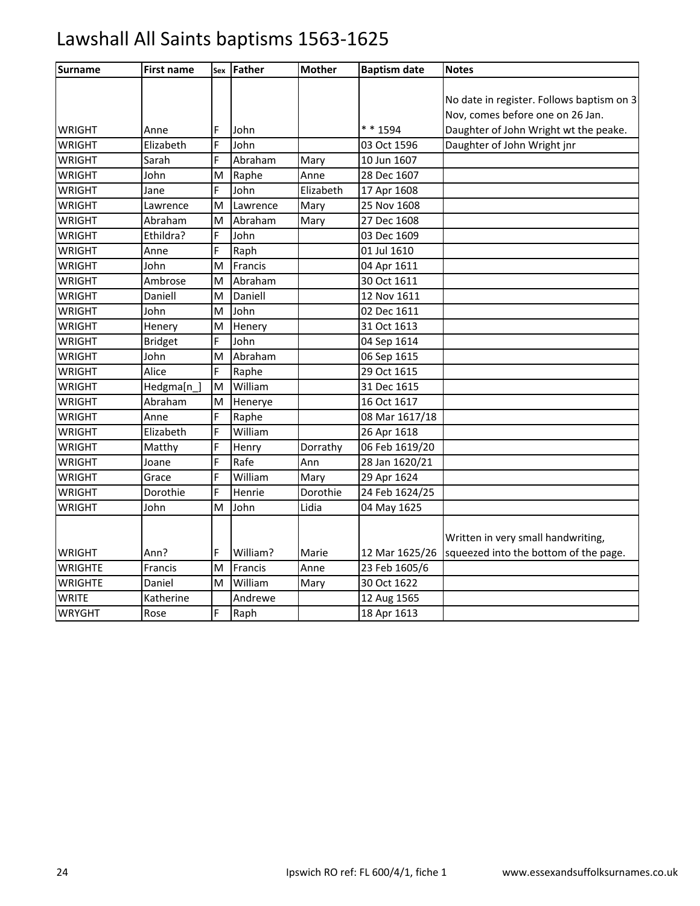# Lawshall All Saints baptisms 1563-1625

| Surname | First name | Sex | Father | Mother | Baptism date | Notes |
|---|---|---|---|---|---|---|
| WRIGHT | Anne | F | John | | * * 1594 | No date in register. Follows baptism on 3 Nov, comes before one on 26 Jan. Daughter of John Wright wt the peake. |
| WRIGHT | Elizabeth | F | John | | 03 Oct 1596 | Daughter of John Wright jnr |
| WRIGHT | Sarah | F | Abraham | Mary | 10 Jun 1607 | |
| WRIGHT | John | M | Raphe | Anne | 28 Dec 1607 | |
| WRIGHT | Jane | F | John | Elizabeth | 17 Apr 1608 | |
| WRIGHT | Lawrence | M | Lawrence | Mary | 25 Nov 1608 | |
| WRIGHT | Abraham | M | Abraham | Mary | 27 Dec 1608 | |
| WRIGHT | Ethildra? | F | John | | 03 Dec 1609 | |
| WRIGHT | Anne | F | Raph | | 01 Jul 1610 | |
| WRIGHT | John | M | Francis | | 04 Apr 1611 | |
| WRIGHT | Ambrose | M | Abraham | | 30 Oct 1611 | |
| WRIGHT | Daniell | M | Daniell | | 12 Nov 1611 | |
| WRIGHT | John | M | John | | 02 Dec 1611 | |
| WRIGHT | Henery | M | Henery | | 31 Oct 1613 | |
| WRIGHT | Bridget | F | John | | 04 Sep 1614 | |
| WRIGHT | John | M | Abraham | | 06 Sep 1615 | |
| WRIGHT | Alice | F | Raphe | | 29 Oct 1615 | |
| WRIGHT | Hedgma[n_] | M | William | | 31 Dec 1615 | |
| WRIGHT | Abraham | M | Henerye | | 16 Oct 1617 | |
| WRIGHT | Anne | F | Raphe | | 08 Mar 1617/18 | |
| WRIGHT | Elizabeth | F | William | | 26 Apr 1618 | |
| WRIGHT | Matthy | F | Henry | Dorrathy | 06 Feb 1619/20 | |
| WRIGHT | Joane | F | Rafe | Ann | 28 Jan 1620/21 | |
| WRIGHT | Grace | F | William | Mary | 29 Apr 1624 | |
| WRIGHT | Dorothie | F | Henrie | Dorothie | 24 Feb 1624/25 | |
| WRIGHT | John | M | John | Lidia | 04 May 1625 | |
| WRIGHT | Ann? | F | William? | Marie | 12 Mar 1625/26 | Written in very small handwriting, squeezed into the bottom of the page. |
| WRIGHTE | Francis | M | Francis | Anne | 23 Feb 1605/6 | |
| WRIGHTE | Daniel | M | William | Mary | 30 Oct 1622 | |
| WRITE | Katherine | | Andrewe | | 12 Aug 1565 | |
| WRYGHT | Rose | F | Raph | | 18 Apr 1613 | |

Ipswich RO ref: FL 600/4/1, fiche 1 www.essexandsuffolksurnames.co.uk